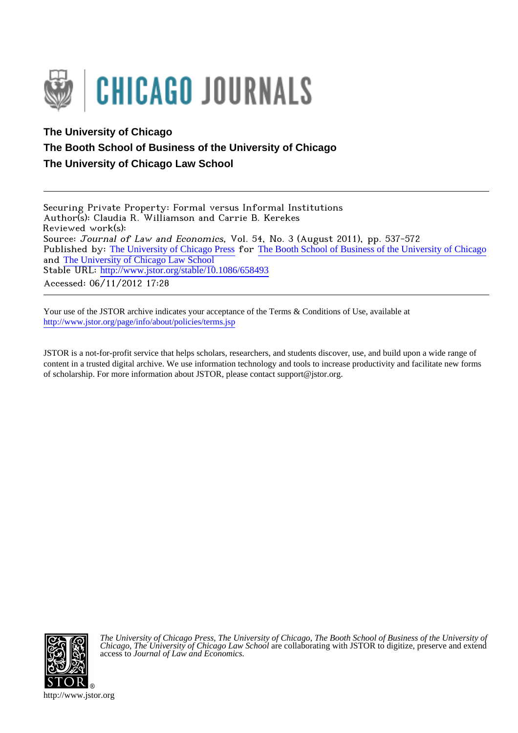# CHICAGO JOURNALS

**The University of Chicago**
**The Booth School of Business of the University of Chicago**
**The University of Chicago Law School**

---

Securing Private Property: Formal versus Informal Institutions
Author(s): Claudia R. Williamson and Carrie B. Kerekes
Reviewed work(s):
Source: *Journal of Law and Economics*, Vol. 54, No. 3 (August 2011), pp. 537-572
Published by: The University of Chicago Press for The Booth School of Business of the University of Chicago and The University of Chicago Law School
Stable URL: http://www.jstor.org/stable/10.1086/658493
Accessed: 06/11/2012 17:28

---

Your use of the JSTOR archive indicates your acceptance of the Terms & Conditions of Use, available at http://www.jstor.org/page/info/about/policies/terms.jsp

JSTOR is a not-for-profit service that helps scholars, researchers, and students discover, use, and build upon a wide range of content in a trusted digital archive. We use information technology and tools to increase productivity and facilitate new forms of scholarship. For more information about JSTOR, please contact support@jstor.org.

*The University of Chicago Press, The University of Chicago, The Booth School of Business of the University of Chicago, The University of Chicago Law School* are collaborating with JSTOR to digitize, preserve and extend access to *Journal of Law and Economics.*

http://www.jstor.org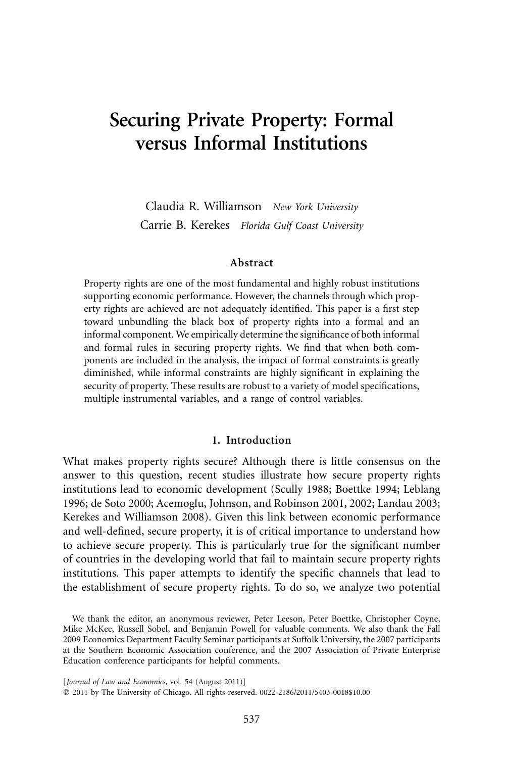# Securing Private Property: Formal versus Informal Institutions

Claudia R. Williamson *New York University*

Carrie B. Kerekes *Florida Gulf Coast University*

### Abstract

Property rights are one of the most fundamental and highly robust institutions supporting economic performance. However, the channels through which property rights are achieved are not adequately identified. This paper is a first step toward unbundling the black box of property rights into a formal and an informal component. We empirically determine the significance of both informal and formal rules in securing property rights. We find that when both components are included in the analysis, the impact of formal constraints is greatly diminished, while informal constraints are highly significant in explaining the security of property. These results are robust to a variety of model specifications, multiple instrumental variables, and a range of control variables.

## 1. Introduction

What makes property rights secure? Although there is little consensus on the answer to this question, recent studies illustrate how secure property rights institutions lead to economic development (Scully 1988; Boettke 1994; Leblang 1996; de Soto 2000; Acemoglu, Johnson, and Robinson 2001, 2002; Landau 2003; Kerekes and Williamson 2008). Given this link between economic performance and well-defined, secure property, it is of critical importance to understand how to achieve secure property. This is particularly true for the significant number of countries in the developing world that fail to maintain secure property rights institutions. This paper attempts to identify the specific channels that lead to the establishment of secure property rights. To do so, we analyze two potential

We thank the editor, an anonymous reviewer, Peter Leeson, Peter Boettke, Christopher Coyne, Mike McKee, Russell Sobel, and Benjamin Powell for valuable comments. We also thank the Fall 2009 Economics Department Faculty Seminar participants at Suffolk University, the 2007 participants at the Southern Economic Association conference, and the 2007 Association of Private Enterprise Education conference participants for helpful comments.

[*Journal of Law and Economics,* vol. 54 (August 2011)]
© 2011 by The University of Chicago. All rights reserved. 0022-2186/2011/5403-0018$10.00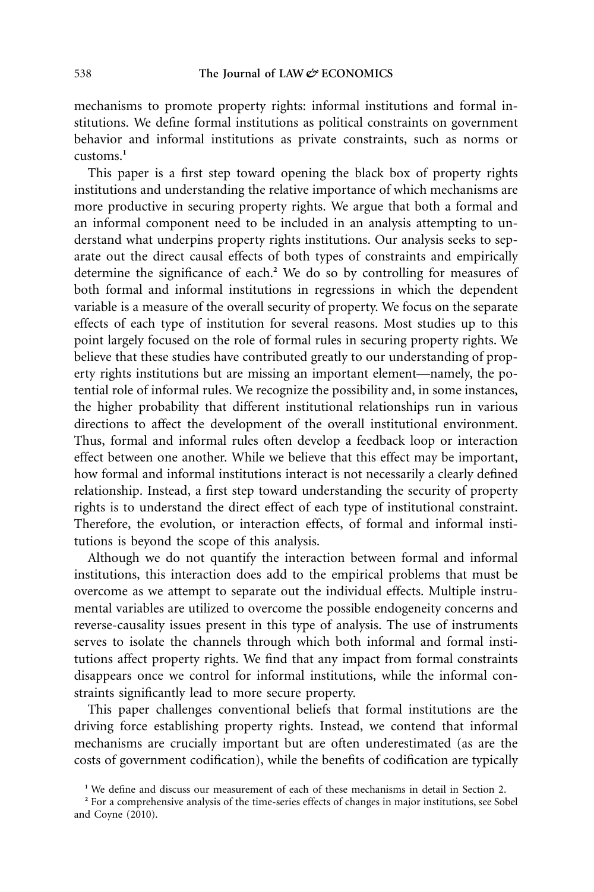mechanisms to promote property rights: informal institutions and formal institutions. We define formal institutions as political constraints on government behavior and informal institutions as private constraints, such as norms or customs.[1]

This paper is a first step toward opening the black box of property rights institutions and understanding the relative importance of which mechanisms are more productive in securing property rights. We argue that both a formal and an informal component need to be included in an analysis attempting to understand what underpins property rights institutions. Our analysis seeks to separate out the direct causal effects of both types of constraints and empirically determine the significance of each.[2] We do so by controlling for measures of both formal and informal institutions in regressions in which the dependent variable is a measure of the overall security of property. We focus on the separate effects of each type of institution for several reasons. Most studies up to this point largely focused on the role of formal rules in securing property rights. We believe that these studies have contributed greatly to our understanding of property rights institutions but are missing an important element—namely, the potential role of informal rules. We recognize the possibility and, in some instances, the higher probability that different institutional relationships run in various directions to affect the development of the overall institutional environment. Thus, formal and informal rules often develop a feedback loop or interaction effect between one another. While we believe that this effect may be important, how formal and informal institutions interact is not necessarily a clearly defined relationship. Instead, a first step toward understanding the security of property rights is to understand the direct effect of each type of institutional constraint. Therefore, the evolution, or interaction effects, of formal and informal institutions is beyond the scope of this analysis.

Although we do not quantify the interaction between formal and informal institutions, this interaction does add to the empirical problems that must be overcome as we attempt to separate out the individual effects. Multiple instrumental variables are utilized to overcome the possible endogeneity concerns and reverse-causality issues present in this type of analysis. The use of instruments serves to isolate the channels through which both informal and formal institutions affect property rights. We find that any impact from formal constraints disappears once we control for informal institutions, while the informal constraints significantly lead to more secure property.

This paper challenges conventional beliefs that formal institutions are the driving force establishing property rights. Instead, we contend that informal mechanisms are crucially important but are often underestimated (as are the costs of government codification), while the benefits of codification are typically

[1] We define and discuss our measurement of each of these mechanisms in detail in Section 2.

[2] For a comprehensive analysis of the time-series effects of changes in major institutions, see Sobel and Coyne (2010).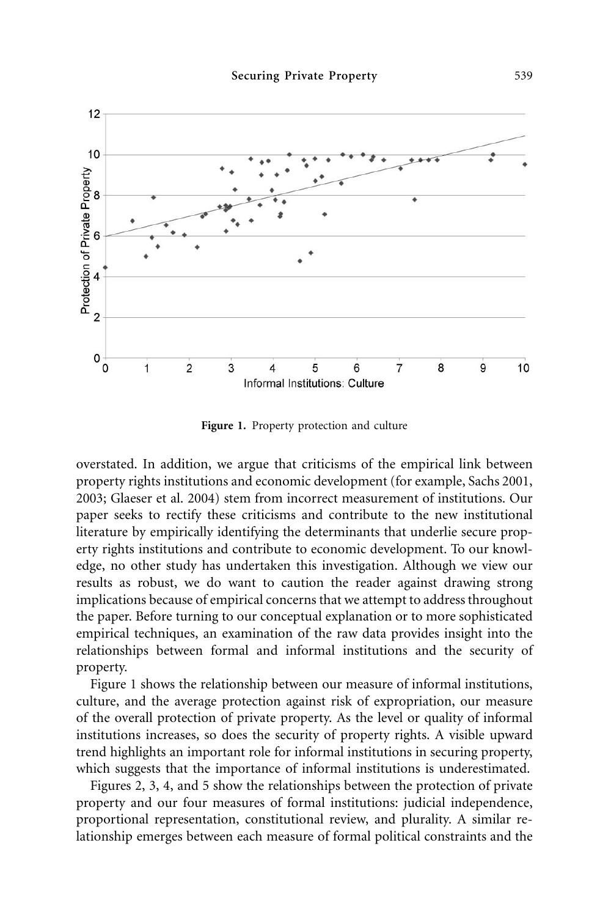**Figure 1.** Property protection and culture

overstated. In addition, we argue that criticisms of the empirical link between property rights institutions and economic development (for example, Sachs 2001, 2003; Glaeser et al. 2004) stem from incorrect measurement of institutions. Our paper seeks to rectify these criticisms and contribute to the new institutional literature by empirically identifying the determinants that underlie secure property rights institutions and contribute to economic development. To our knowledge, no other study has undertaken this investigation. Although we view our results as robust, we do want to caution the reader against drawing strong implications because of empirical concerns that we attempt to address throughout the paper. Before turning to our conceptual explanation or to more sophisticated empirical techniques, an examination of the raw data provides insight into the relationships between formal and informal institutions and the security of property.

Figure 1 shows the relationship between our measure of informal institutions, culture, and the average protection against risk of expropriation, our measure of the overall protection of private property. As the level or quality of informal institutions increases, so does the security of property rights. A visible upward trend highlights an important role for informal institutions in securing property, which suggests that the importance of informal institutions is underestimated.

Figures 2, 3, 4, and 5 show the relationships between the protection of private property and our four measures of formal institutions: judicial independence, proportional representation, constitutional review, and plurality. A similar relationship emerges between each measure of formal political constraints and the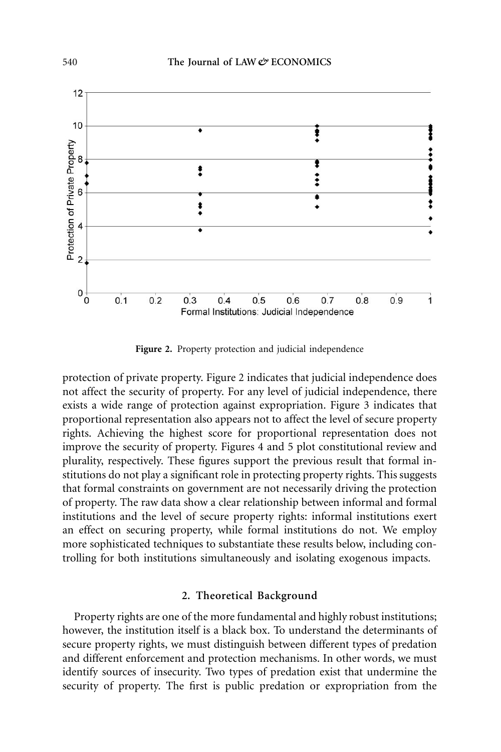Figure 2. Property protection and judicial independence

protection of private property. Figure 2 indicates that judicial independence does not affect the security of property. For any level of judicial independence, there exists a wide range of protection against expropriation. Figure 3 indicates that proportional representation also appears not to affect the level of secure property rights. Achieving the highest score for proportional representation does not improve the security of property. Figures 4 and 5 plot constitutional review and plurality, respectively. These figures support the previous result that formal institutions do not play a significant role in protecting property rights. This suggests that formal constraints on government are not necessarily driving the protection of property. The raw data show a clear relationship between informal and formal institutions and the level of secure property rights: informal institutions exert an effect on securing property, while formal institutions do not. We employ more sophisticated techniques to substantiate these results below, including controlling for both institutions simultaneously and isolating exogenous impacts.

## 2. Theoretical Background

Property rights are one of the more fundamental and highly robust institutions; however, the institution itself is a black box. To understand the determinants of secure property rights, we must distinguish between different types of predation and different enforcement and protection mechanisms. In other words, we must identify sources of insecurity. Two types of predation exist that undermine the security of property. The first is public predation or expropriation from the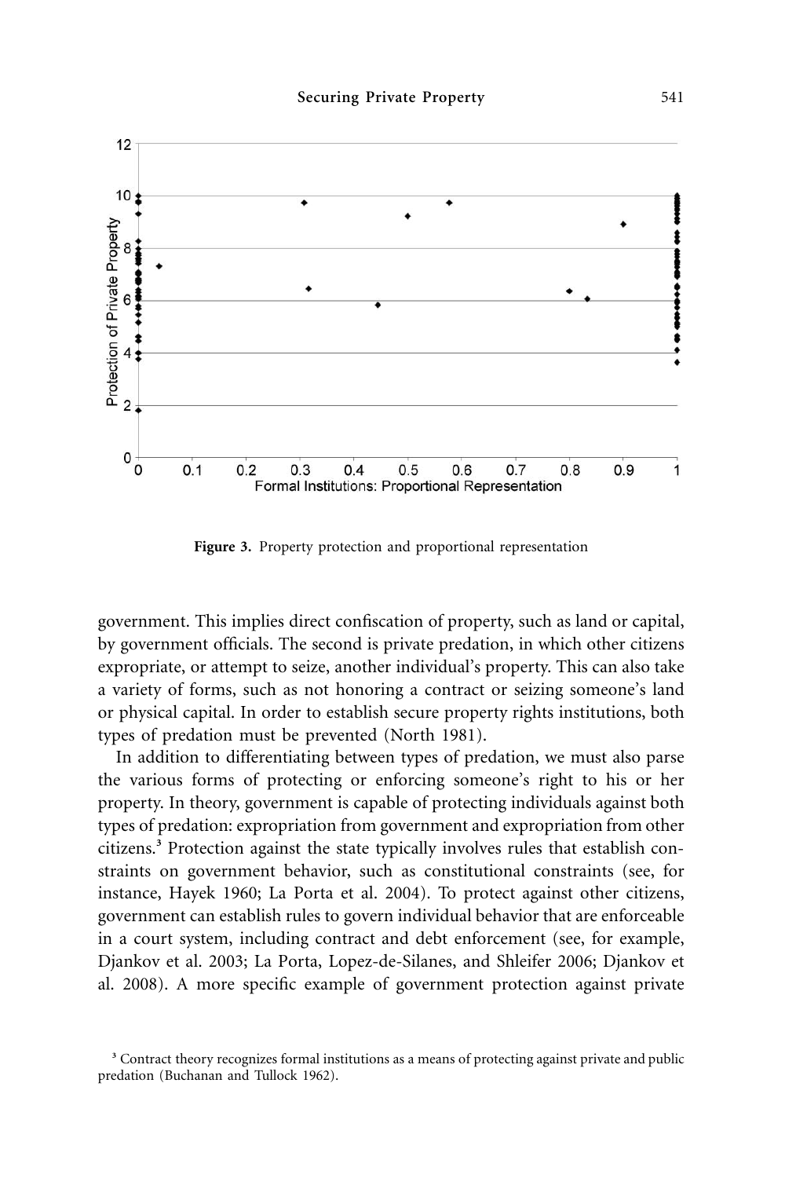**Figure 3.** Property protection and proportional representation

government. This implies direct confiscation of property, such as land or capital, by government officials. The second is private predation, in which other citizens expropriate, or attempt to seize, another individual's property. This can also take a variety of forms, such as not honoring a contract or seizing someone's land or physical capital. In order to establish secure property rights institutions, both types of predation must be prevented (North 1981).

In addition to differentiating between types of predation, we must also parse the various forms of protecting or enforcing someone's right to his or her property. In theory, government is capable of protecting individuals against both types of predation: expropriation from government and expropriation from other citizens.[3] Protection against the state typically involves rules that establish constraints on government behavior, such as constitutional constraints (see, for instance, Hayek 1960; La Porta et al. 2004). To protect against other citizens, government can establish rules to govern individual behavior that are enforceable in a court system, including contract and debt enforcement (see, for example, Djankov et al. 2003; La Porta, Lopez-de-Silanes, and Shleifer 2006; Djankov et al. 2008). A more specific example of government protection against private

[3] Contract theory recognizes formal institutions as a means of protecting against private and public predation (Buchanan and Tullock 1962).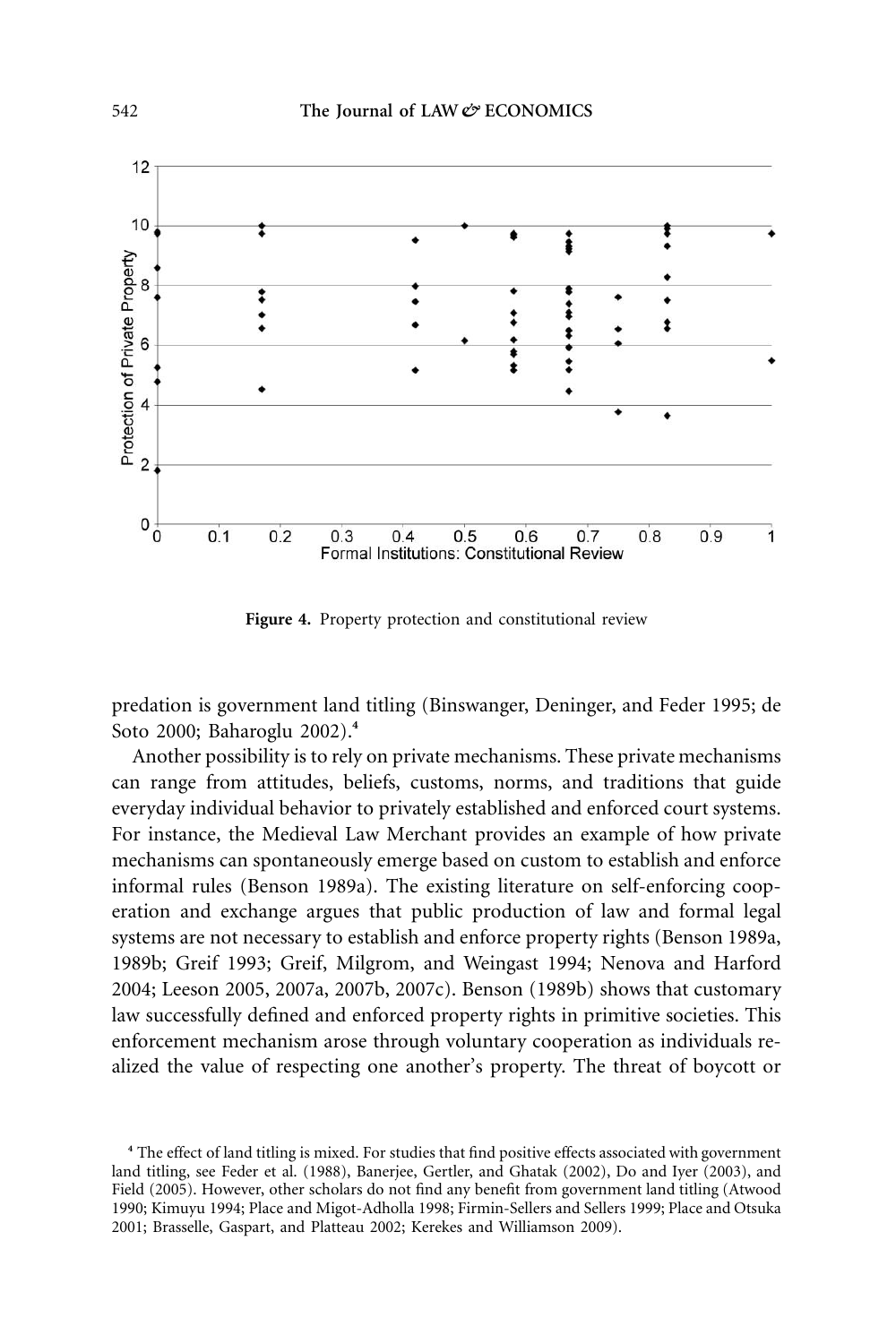Figure 4. Property protection and constitutional review

predation is government land titling (Binswanger, Deninger, and Feder 1995; de Soto 2000; Baharoglu 2002).[4]

Another possibility is to rely on private mechanisms. These private mechanisms can range from attitudes, beliefs, customs, norms, and traditions that guide everyday individual behavior to privately established and enforced court systems. For instance, the Medieval Law Merchant provides an example of how private mechanisms can spontaneously emerge based on custom to establish and enforce informal rules (Benson 1989a). The existing literature on self-enforcing cooperation and exchange argues that public production of law and formal legal systems are not necessary to establish and enforce property rights (Benson 1989a, 1989b; Greif 1993; Greif, Milgrom, and Weingast 1994; Nenova and Harford 2004; Leeson 2005, 2007a, 2007b, 2007c). Benson (1989b) shows that customary law successfully defined and enforced property rights in primitive societies. This enforcement mechanism arose through voluntary cooperation as individuals realized the value of respecting one another's property. The threat of boycott or

[4] The effect of land titling is mixed. For studies that find positive effects associated with government land titling, see Feder et al. (1988), Banerjee, Gertler, and Ghatak (2002), Do and Iyer (2003), and Field (2005). However, other scholars do not find any benefit from government land titling (Atwood 1990; Kimuyu 1994; Place and Migot-Adholla 1998; Firmin-Sellers and Sellers 1999; Place and Otsuka 2001; Brasselle, Gaspart, and Platteau 2002; Kerekes and Williamson 2009).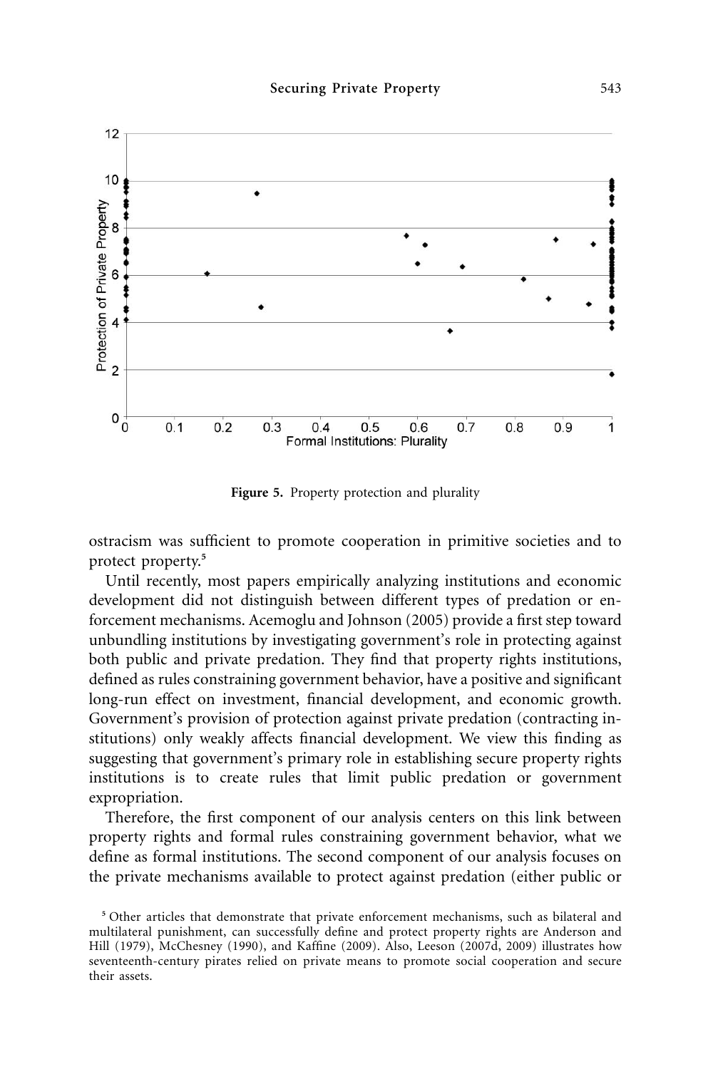**Figure 5.** Property protection and plurality

ostracism was sufficient to promote cooperation in primitive societies and to protect property.[5]

Until recently, most papers empirically analyzing institutions and economic development did not distinguish between different types of predation or enforcement mechanisms. Acemoglu and Johnson (2005) provide a first step toward unbundling institutions by investigating government's role in protecting against both public and private predation. They find that property rights institutions, defined as rules constraining government behavior, have a positive and significant long-run effect on investment, financial development, and economic growth. Government's provision of protection against private predation (contracting institutions) only weakly affects financial development. We view this finding as suggesting that government's primary role in establishing secure property rights institutions is to create rules that limit public predation or government expropriation.

Therefore, the first component of our analysis centers on this link between property rights and formal rules constraining government behavior, what we define as formal institutions. The second component of our analysis focuses on the private mechanisms available to protect against predation (either public or

[5] Other articles that demonstrate that private enforcement mechanisms, such as bilateral and multilateral punishment, can successfully define and protect property rights are Anderson and Hill (1979), McChesney (1990), and Kaffine (2009). Also, Leeson (2007d, 2009) illustrates how seventeenth-century pirates relied on private means to promote social cooperation and secure their assets.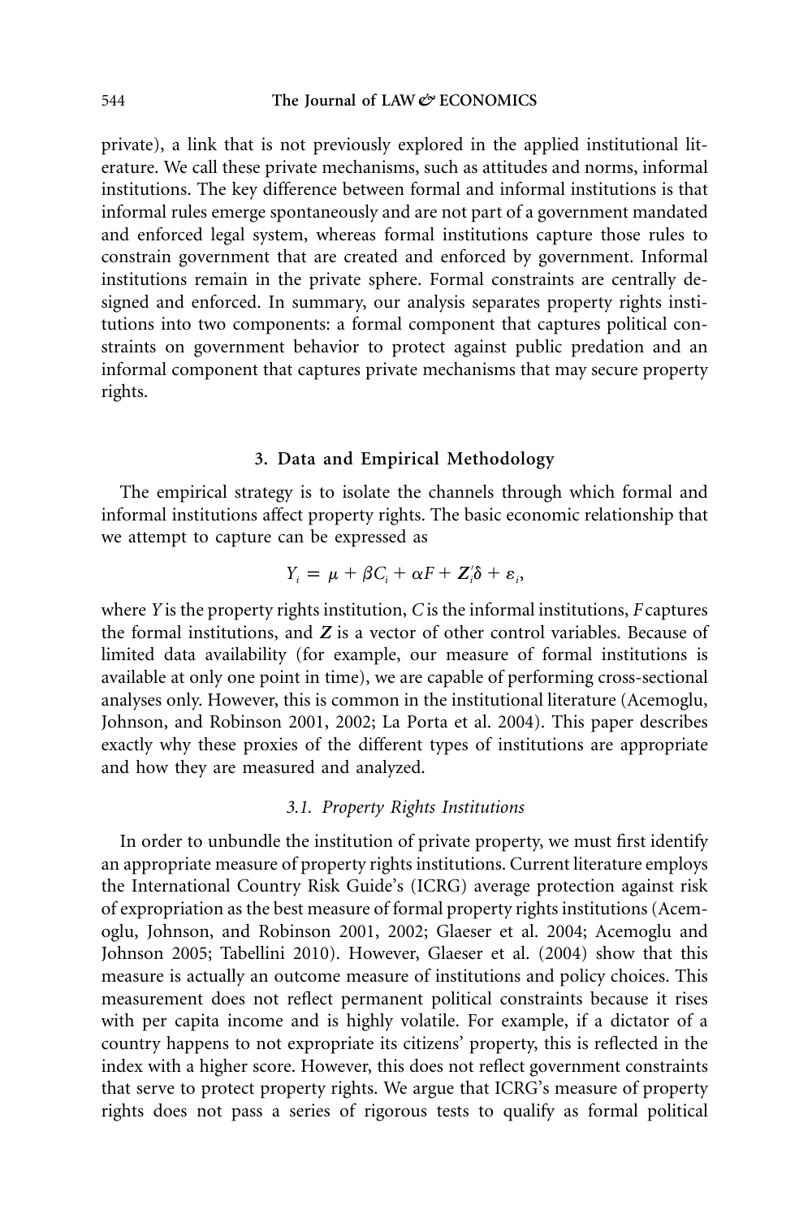private), a link that is not previously explored in the applied institutional literature. We call these private mechanisms, such as attitudes and norms, informal institutions. The key difference between formal and informal institutions is that informal rules emerge spontaneously and are not part of a government mandated and enforced legal system, whereas formal institutions capture those rules to constrain government that are created and enforced by government. Informal institutions remain in the private sphere. Formal constraints are centrally designed and enforced. In summary, our analysis separates property rights institutions into two components: a formal component that captures political constraints on government behavior to protect against public predation and an informal component that captures private mechanisms that may secure property rights.

## 3. Data and Empirical Methodology

The empirical strategy is to isolate the channels through which formal and informal institutions affect property rights. The basic economic relationship that we attempt to capture can be expressed as

$$Y_i = \mu + \beta C_i + \alpha F + \boldsymbol{Z}_i'\delta + \varepsilon_i,$$

where $Y$ is the property rights institution, $C$ is the informal institutions, $F$ captures the formal institutions, and $\boldsymbol{Z}$ is a vector of other control variables. Because of limited data availability (for example, our measure of formal institutions is available at only one point in time), we are capable of performing cross-sectional analyses only. However, this is common in the institutional literature (Acemoglu, Johnson, and Robinson 2001, 2002; La Porta et al. 2004). This paper describes exactly why these proxies of the different types of institutions are appropriate and how they are measured and analyzed.

### *3.1. Property Rights Institutions*

In order to unbundle the institution of private property, we must first identify an appropriate measure of property rights institutions. Current literature employs the International Country Risk Guide's (ICRG) average protection against risk of expropriation as the best measure of formal property rights institutions (Acemoglu, Johnson, and Robinson 2001, 2002; Glaeser et al. 2004; Acemoglu and Johnson 2005; Tabellini 2010). However, Glaeser et al. (2004) show that this measure is actually an outcome measure of institutions and policy choices. This measurement does not reflect permanent political constraints because it rises with per capita income and is highly volatile. For example, if a dictator of a country happens to not expropriate its citizens' property, this is reflected in the index with a higher score. However, this does not reflect government constraints that serve to protect property rights. We argue that ICRG's measure of property rights does not pass a series of rigorous tests to qualify as formal political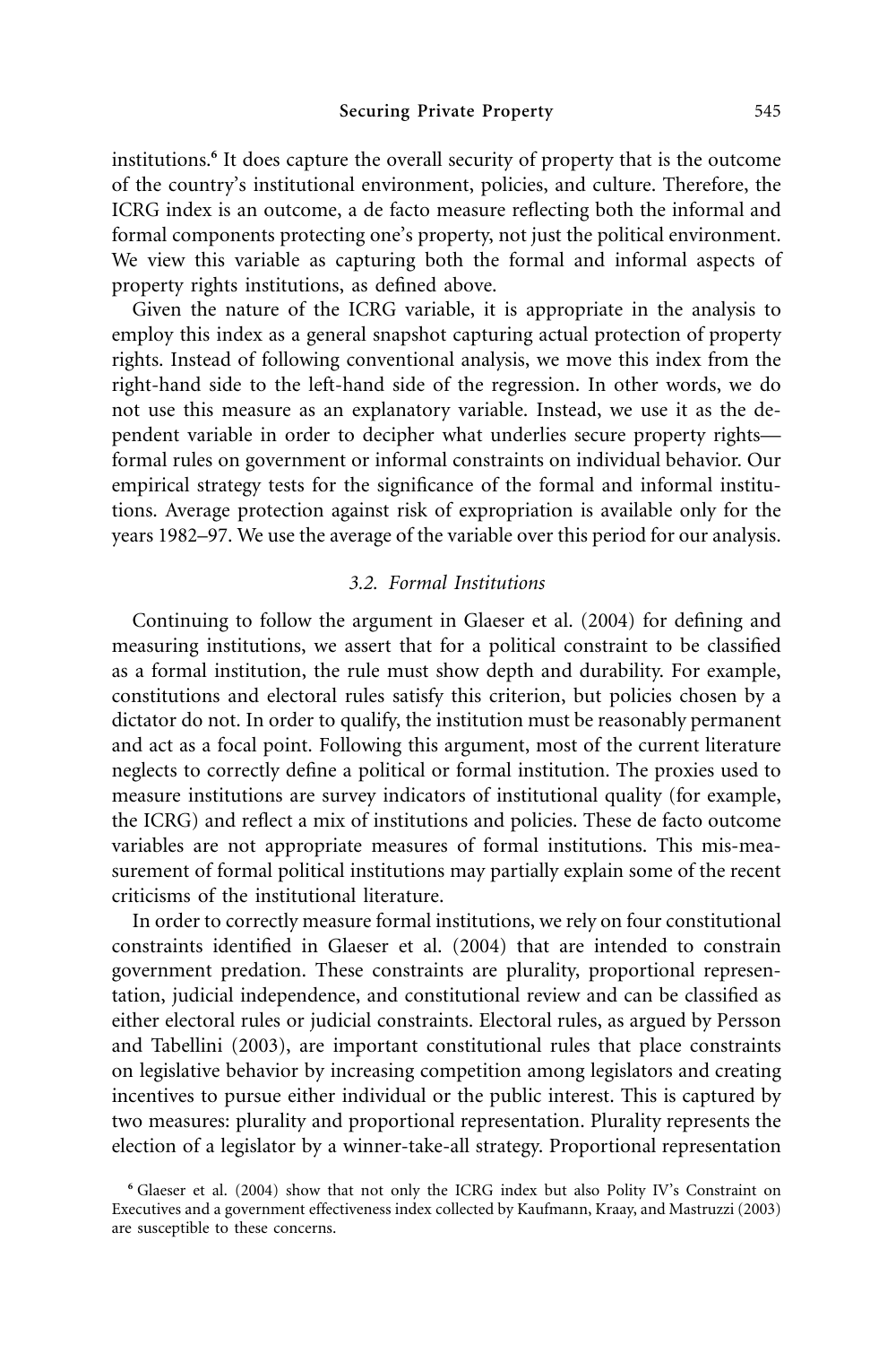institutions.[6] It does capture the overall security of property that is the outcome of the country's institutional environment, policies, and culture. Therefore, the ICRG index is an outcome, a de facto measure reflecting both the informal and formal components protecting one's property, not just the political environment. We view this variable as capturing both the formal and informal aspects of property rights institutions, as defined above.

Given the nature of the ICRG variable, it is appropriate in the analysis to employ this index as a general snapshot capturing actual protection of property rights. Instead of following conventional analysis, we move this index from the right-hand side to the left-hand side of the regression. In other words, we do not use this measure as an explanatory variable. Instead, we use it as the dependent variable in order to decipher what underlies secure property rights—formal rules on government or informal constraints on individual behavior. Our empirical strategy tests for the significance of the formal and informal institutions. Average protection against risk of expropriation is available only for the years 1982–97. We use the average of the variable over this period for our analysis.

### *3.2. Formal Institutions*

Continuing to follow the argument in Glaeser et al. (2004) for defining and measuring institutions, we assert that for a political constraint to be classified as a formal institution, the rule must show depth and durability. For example, constitutions and electoral rules satisfy this criterion, but policies chosen by a dictator do not. In order to qualify, the institution must be reasonably permanent and act as a focal point. Following this argument, most of the current literature neglects to correctly define a political or formal institution. The proxies used to measure institutions are survey indicators of institutional quality (for example, the ICRG) and reflect a mix of institutions and policies. These de facto outcome variables are not appropriate measures of formal institutions. This mis-measurement of formal political institutions may partially explain some of the recent criticisms of the institutional literature.

In order to correctly measure formal institutions, we rely on four constitutional constraints identified in Glaeser et al. (2004) that are intended to constrain government predation. These constraints are plurality, proportional representation, judicial independence, and constitutional review and can be classified as either electoral rules or judicial constraints. Electoral rules, as argued by Persson and Tabellini (2003), are important constitutional rules that place constraints on legislative behavior by increasing competition among legislators and creating incentives to pursue either individual or the public interest. This is captured by two measures: plurality and proportional representation. Plurality represents the election of a legislator by a winner-take-all strategy. Proportional representation

[6] Glaeser et al. (2004) show that not only the ICRG index but also Polity IV's Constraint on Executives and a government effectiveness index collected by Kaufmann, Kraay, and Mastruzzi (2003) are susceptible to these concerns.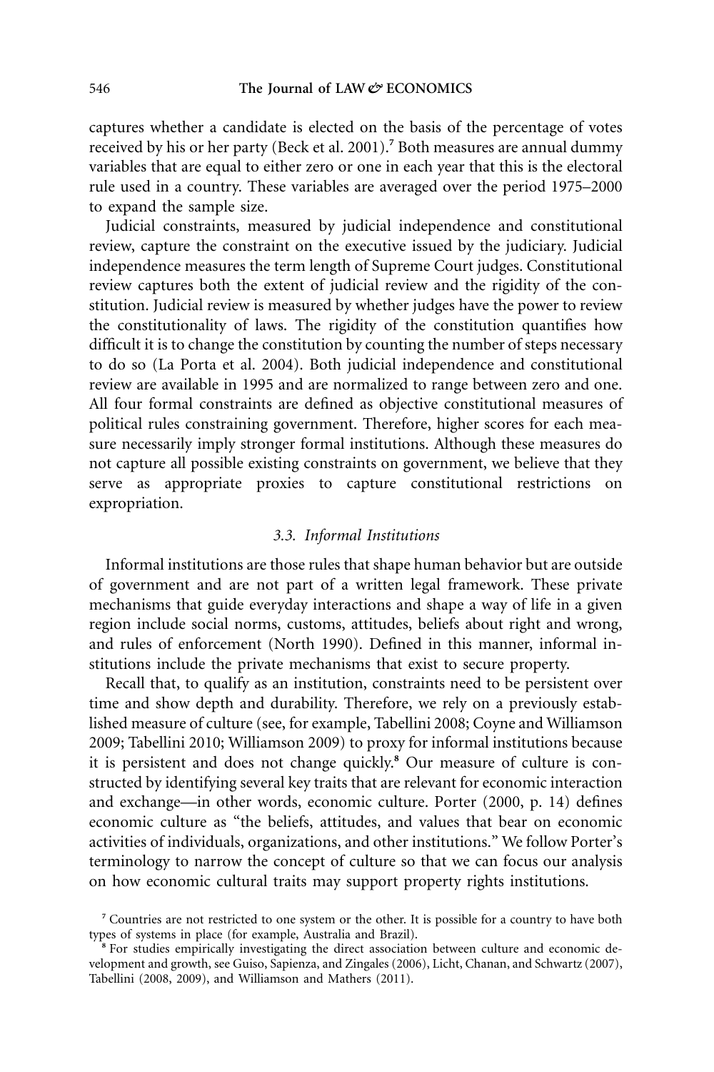captures whether a candidate is elected on the basis of the percentage of votes received by his or her party (Beck et al. 2001).[7] Both measures are annual dummy variables that are equal to either zero or one in each year that this is the electoral rule used in a country. These variables are averaged over the period 1975–2000 to expand the sample size.

Judicial constraints, measured by judicial independence and constitutional review, capture the constraint on the executive issued by the judiciary. Judicial independence measures the term length of Supreme Court judges. Constitutional review captures both the extent of judicial review and the rigidity of the constitution. Judicial review is measured by whether judges have the power to review the constitutionality of laws. The rigidity of the constitution quantifies how difficult it is to change the constitution by counting the number of steps necessary to do so (La Porta et al. 2004). Both judicial independence and constitutional review are available in 1995 and are normalized to range between zero and one. All four formal constraints are defined as objective constitutional measures of political rules constraining government. Therefore, higher scores for each measure necessarily imply stronger formal institutions. Although these measures do not capture all possible existing constraints on government, we believe that they serve as appropriate proxies to capture constitutional restrictions on expropriation.

### 3.3. Informal Institutions

Informal institutions are those rules that shape human behavior but are outside of government and are not part of a written legal framework. These private mechanisms that guide everyday interactions and shape a way of life in a given region include social norms, customs, attitudes, beliefs about right and wrong, and rules of enforcement (North 1990). Defined in this manner, informal institutions include the private mechanisms that exist to secure property.

Recall that, to qualify as an institution, constraints need to be persistent over time and show depth and durability. Therefore, we rely on a previously established measure of culture (see, for example, Tabellini 2008; Coyne and Williamson 2009; Tabellini 2010; Williamson 2009) to proxy for informal institutions because it is persistent and does not change quickly.[8] Our measure of culture is constructed by identifying several key traits that are relevant for economic interaction and exchange—in other words, economic culture. Porter (2000, p. 14) defines economic culture as "the beliefs, attitudes, and values that bear on economic activities of individuals, organizations, and other institutions." We follow Porter's terminology to narrow the concept of culture so that we can focus our analysis on how economic cultural traits may support property rights institutions.

[7] Countries are not restricted to one system or the other. It is possible for a country to have both types of systems in place (for example, Australia and Brazil).

[8] For studies empirically investigating the direct association between culture and economic development and growth, see Guiso, Sapienza, and Zingales (2006), Licht, Chanan, and Schwartz (2007), Tabellini (2008, 2009), and Williamson and Mathers (2011).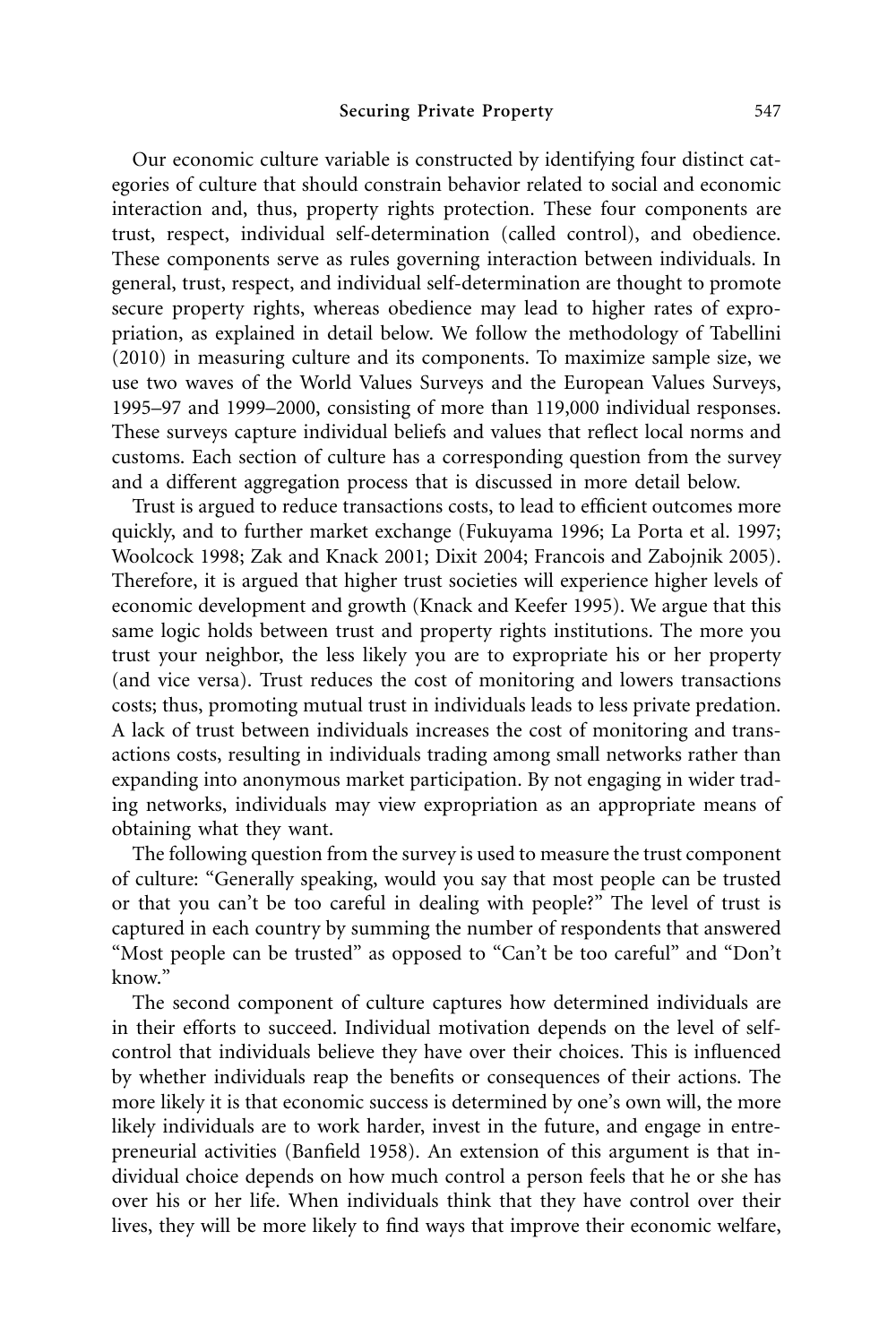Our economic culture variable is constructed by identifying four distinct categories of culture that should constrain behavior related to social and economic interaction and, thus, property rights protection. These four components are trust, respect, individual self-determination (called control), and obedience. These components serve as rules governing interaction between individuals. In general, trust, respect, and individual self-determination are thought to promote secure property rights, whereas obedience may lead to higher rates of expropriation, as explained in detail below. We follow the methodology of Tabellini (2010) in measuring culture and its components. To maximize sample size, we use two waves of the World Values Surveys and the European Values Surveys, 1995–97 and 1999–2000, consisting of more than 119,000 individual responses. These surveys capture individual beliefs and values that reflect local norms and customs. Each section of culture has a corresponding question from the survey and a different aggregation process that is discussed in more detail below.

Trust is argued to reduce transactions costs, to lead to efficient outcomes more quickly, and to further market exchange (Fukuyama 1996; La Porta et al. 1997; Woolcock 1998; Zak and Knack 2001; Dixit 2004; Francois and Zabojnik 2005). Therefore, it is argued that higher trust societies will experience higher levels of economic development and growth (Knack and Keefer 1995). We argue that this same logic holds between trust and property rights institutions. The more you trust your neighbor, the less likely you are to expropriate his or her property (and vice versa). Trust reduces the cost of monitoring and lowers transactions costs; thus, promoting mutual trust in individuals leads to less private predation. A lack of trust between individuals increases the cost of monitoring and transactions costs, resulting in individuals trading among small networks rather than expanding into anonymous market participation. By not engaging in wider trading networks, individuals may view expropriation as an appropriate means of obtaining what they want.

The following question from the survey is used to measure the trust component of culture: "Generally speaking, would you say that most people can be trusted or that you can't be too careful in dealing with people?" The level of trust is captured in each country by summing the number of respondents that answered "Most people can be trusted" as opposed to "Can't be too careful" and "Don't know."

The second component of culture captures how determined individuals are in their efforts to succeed. Individual motivation depends on the level of self-control that individuals believe they have over their choices. This is influenced by whether individuals reap the benefits or consequences of their actions. The more likely it is that economic success is determined by one's own will, the more likely individuals are to work harder, invest in the future, and engage in entrepreneurial activities (Banfield 1958). An extension of this argument is that individual choice depends on how much control a person feels that he or she has over his or her life. When individuals think that they have control over their lives, they will be more likely to find ways that improve their economic welfare,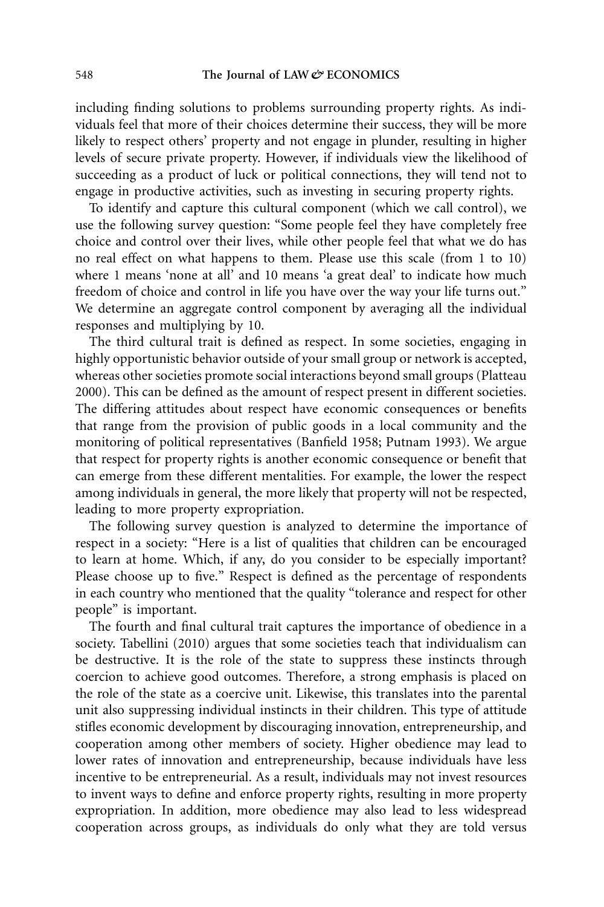including finding solutions to problems surrounding property rights. As individuals feel that more of their choices determine their success, they will be more likely to respect others' property and not engage in plunder, resulting in higher levels of secure private property. However, if individuals view the likelihood of succeeding as a product of luck or political connections, they will tend not to engage in productive activities, such as investing in securing property rights.

To identify and capture this cultural component (which we call control), we use the following survey question: "Some people feel they have completely free choice and control over their lives, while other people feel that what we do has no real effect on what happens to them. Please use this scale (from 1 to 10) where 1 means 'none at all' and 10 means 'a great deal' to indicate how much freedom of choice and control in life you have over the way your life turns out." We determine an aggregate control component by averaging all the individual responses and multiplying by 10.

The third cultural trait is defined as respect. In some societies, engaging in highly opportunistic behavior outside of your small group or network is accepted, whereas other societies promote social interactions beyond small groups (Platteau 2000). This can be defined as the amount of respect present in different societies. The differing attitudes about respect have economic consequences or benefits that range from the provision of public goods in a local community and the monitoring of political representatives (Banfield 1958; Putnam 1993). We argue that respect for property rights is another economic consequence or benefit that can emerge from these different mentalities. For example, the lower the respect among individuals in general, the more likely that property will not be respected, leading to more property expropriation.

The following survey question is analyzed to determine the importance of respect in a society: "Here is a list of qualities that children can be encouraged to learn at home. Which, if any, do you consider to be especially important? Please choose up to five." Respect is defined as the percentage of respondents in each country who mentioned that the quality "tolerance and respect for other people" is important.

The fourth and final cultural trait captures the importance of obedience in a society. Tabellini (2010) argues that some societies teach that individualism can be destructive. It is the role of the state to suppress these instincts through coercion to achieve good outcomes. Therefore, a strong emphasis is placed on the role of the state as a coercive unit. Likewise, this translates into the parental unit also suppressing individual instincts in their children. This type of attitude stifles economic development by discouraging innovation, entrepreneurship, and cooperation among other members of society. Higher obedience may lead to lower rates of innovation and entrepreneurship, because individuals have less incentive to be entrepreneurial. As a result, individuals may not invest resources to invent ways to define and enforce property rights, resulting in more property expropriation. In addition, more obedience may also lead to less widespread cooperation across groups, as individuals do only what they are told versus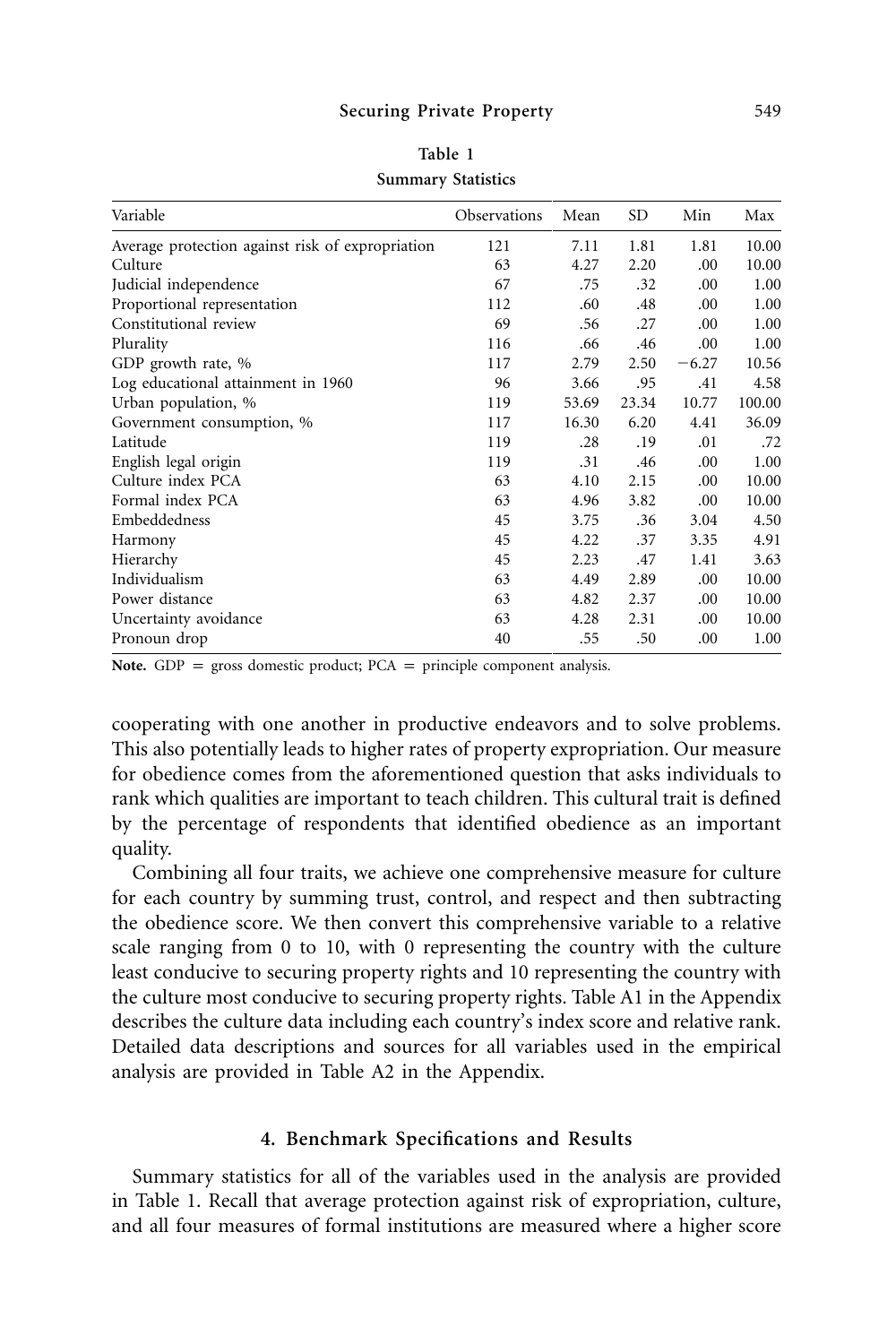**Table 1**
**Summary Statistics**

| Variable | Observations | Mean | SD | Min | Max |
|---|---|---|---|---|---|
| Average protection against risk of expropriation | 121 | 7.11 | 1.81 | 1.81 | 10.00 |
| Culture | 63 | 4.27 | 2.20 | .00 | 10.00 |
| Judicial independence | 67 | .75 | .32 | .00 | 1.00 |
| Proportional representation | 112 | .60 | .48 | .00 | 1.00 |
| Constitutional review | 69 | .56 | .27 | .00 | 1.00 |
| Plurality | 116 | .66 | .46 | .00 | 1.00 |
| GDP growth rate, % | 117 | 2.79 | 2.50 | −6.27 | 10.56 |
| Log educational attainment in 1960 | 96 | 3.66 | .95 | .41 | 4.58 |
| Urban population, % | 119 | 53.69 | 23.34 | 10.77 | 100.00 |
| Government consumption, % | 117 | 16.30 | 6.20 | 4.41 | 36.09 |
| Latitude | 119 | .28 | .19 | .01 | .72 |
| English legal origin | 119 | .31 | .46 | .00 | 1.00 |
| Culture index PCA | 63 | 4.10 | 2.15 | .00 | 10.00 |
| Formal index PCA | 63 | 4.96 | 3.82 | .00 | 10.00 |
| Embeddedness | 45 | 3.75 | .36 | 3.04 | 4.50 |
| Harmony | 45 | 4.22 | .37 | 3.35 | 4.91 |
| Hierarchy | 45 | 2.23 | .47 | 1.41 | 3.63 |
| Individualism | 63 | 4.49 | 2.89 | .00 | 10.00 |
| Power distance | 63 | 4.82 | 2.37 | .00 | 10.00 |
| Uncertainty avoidance | 63 | 4.28 | 2.31 | .00 | 10.00 |
| Pronoun drop | 40 | .55 | .50 | .00 | 1.00 |

**Note.** GDP = gross domestic product; PCA = principle component analysis.

cooperating with one another in productive endeavors and to solve problems. This also potentially leads to higher rates of property expropriation. Our measure for obedience comes from the aforementioned question that asks individuals to rank which qualities are important to teach children. This cultural trait is defined by the percentage of respondents that identified obedience as an important quality.

Combining all four traits, we achieve one comprehensive measure for culture for each country by summing trust, control, and respect and then subtracting the obedience score. We then convert this comprehensive variable to a relative scale ranging from 0 to 10, with 0 representing the country with the culture least conducive to securing property rights and 10 representing the country with the culture most conducive to securing property rights. Table A1 in the Appendix describes the culture data including each country's index score and relative rank. Detailed data descriptions and sources for all variables used in the empirical analysis are provided in Table A2 in the Appendix.

## 4. Benchmark Specifications and Results

Summary statistics for all of the variables used in the analysis are provided in Table 1. Recall that average protection against risk of expropriation, culture, and all four measures of formal institutions are measured where a higher score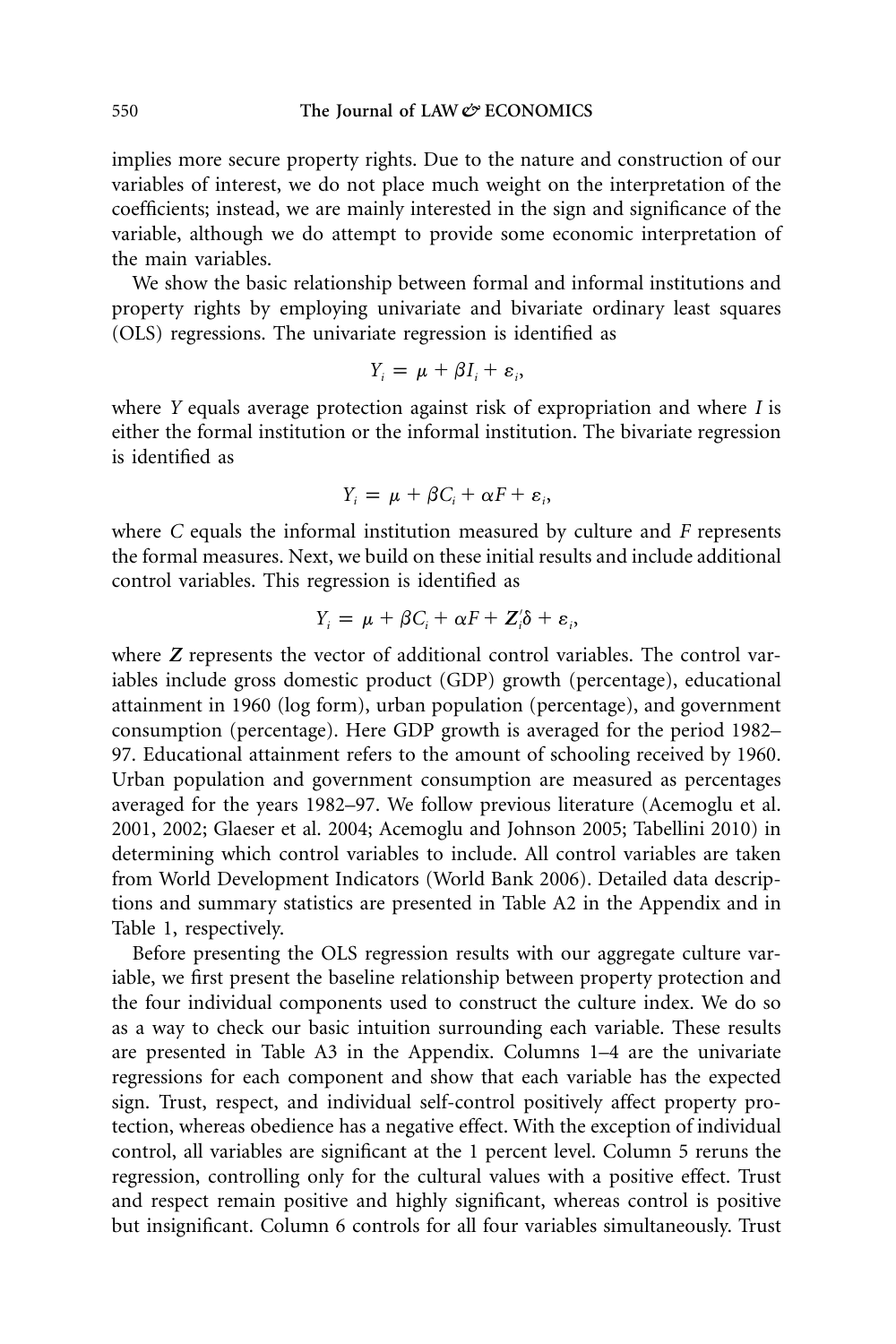implies more secure property rights. Due to the nature and construction of our variables of interest, we do not place much weight on the interpretation of the coefficients; instead, we are mainly interested in the sign and significance of the variable, although we do attempt to provide some economic interpretation of the main variables.

We show the basic relationship between formal and informal institutions and property rights by employing univariate and bivariate ordinary least squares (OLS) regressions. The univariate regression is identified as

$$Y_i = \mu + \beta I_i + \varepsilon_i,$$

where $Y$ equals average protection against risk of expropriation and where $I$ is either the formal institution or the informal institution. The bivariate regression is identified as

$$Y_i = \mu + \beta C_i + \alpha F + \varepsilon_i,$$

where $C$ equals the informal institution measured by culture and $F$ represents the formal measures. Next, we build on these initial results and include additional control variables. This regression is identified as

$$Y_i = \mu + \beta C_i + \alpha F + \mathbf{Z}_i'\delta + \varepsilon_i,$$

where $\mathbf{Z}$ represents the vector of additional control variables. The control variables include gross domestic product (GDP) growth (percentage), educational attainment in 1960 (log form), urban population (percentage), and government consumption (percentage). Here GDP growth is averaged for the period 1982–97. Educational attainment refers to the amount of schooling received by 1960. Urban population and government consumption are measured as percentages averaged for the years 1982–97. We follow previous literature (Acemoglu et al. 2001, 2002; Glaeser et al. 2004; Acemoglu and Johnson 2005; Tabellini 2010) in determining which control variables to include. All control variables are taken from World Development Indicators (World Bank 2006). Detailed data descriptions and summary statistics are presented in Table A2 in the Appendix and in Table 1, respectively.

Before presenting the OLS regression results with our aggregate culture variable, we first present the baseline relationship between property protection and the four individual components used to construct the culture index. We do so as a way to check our basic intuition surrounding each variable. These results are presented in Table A3 in the Appendix. Columns 1–4 are the univariate regressions for each component and show that each variable has the expected sign. Trust, respect, and individual self-control positively affect property protection, whereas obedience has a negative effect. With the exception of individual control, all variables are significant at the 1 percent level. Column 5 reruns the regression, controlling only for the cultural values with a positive effect. Trust and respect remain positive and highly significant, whereas control is positive but insignificant. Column 6 controls for all four variables simultaneously. Trust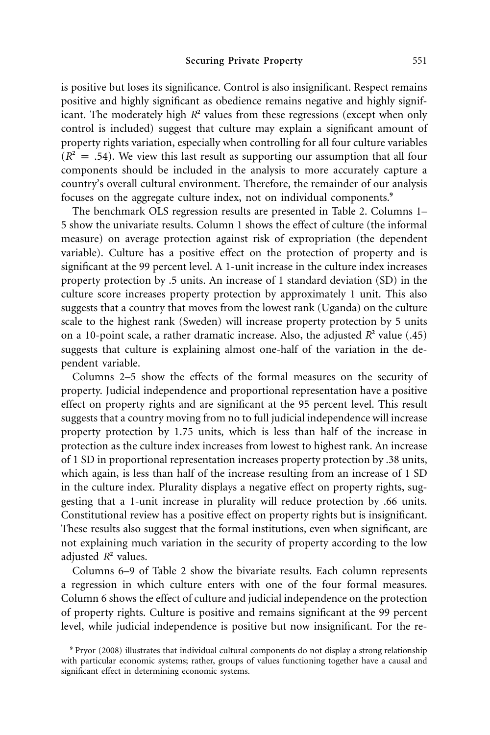is positive but loses its significance. Control is also insignificant. Respect remains positive and highly significant as obedience remains negative and highly significant. The moderately high $R^2$ values from these regressions (except when only control is included) suggest that culture may explain a significant amount of property rights variation, especially when controlling for all four culture variables ($R^2 = .54$). We view this last result as supporting our assumption that all four components should be included in the analysis to more accurately capture a country's overall cultural environment. Therefore, the remainder of our analysis focuses on the aggregate culture index, not on individual components.[9]

The benchmark OLS regression results are presented in Table 2. Columns 1–5 show the univariate results. Column 1 shows the effect of culture (the informal measure) on average protection against risk of expropriation (the dependent variable). Culture has a positive effect on the protection of property and is significant at the 99 percent level. A 1-unit increase in the culture index increases property protection by .5 units. An increase of 1 standard deviation (SD) in the culture score increases property protection by approximately 1 unit. This also suggests that a country that moves from the lowest rank (Uganda) on the culture scale to the highest rank (Sweden) will increase property protection by 5 units on a 10-point scale, a rather dramatic increase. Also, the adjusted $R^2$ value (.45) suggests that culture is explaining almost one-half of the variation in the dependent variable.

Columns 2–5 show the effects of the formal measures on the security of property. Judicial independence and proportional representation have a positive effect on property rights and are significant at the 95 percent level. This result suggests that a country moving from no to full judicial independence will increase property protection by 1.75 units, which is less than half of the increase in protection as the culture index increases from lowest to highest rank. An increase of 1 SD in proportional representation increases property protection by .38 units, which again, is less than half of the increase resulting from an increase of 1 SD in the culture index. Plurality displays a negative effect on property rights, suggesting that a 1-unit increase in plurality will reduce protection by .66 units. Constitutional review has a positive effect on property rights but is insignificant. These results also suggest that the formal institutions, even when significant, are not explaining much variation in the security of property according to the low adjusted $R^2$ values.

Columns 6–9 of Table 2 show the bivariate results. Each column represents a regression in which culture enters with one of the four formal measures. Column 6 shows the effect of culture and judicial independence on the protection of property rights. Culture is positive and remains significant at the 99 percent level, while judicial independence is positive but now insignificant. For the re-

[9] Pryor (2008) illustrates that individual cultural components do not display a strong relationship with particular economic systems; rather, groups of values functioning together have a causal and significant effect in determining economic systems.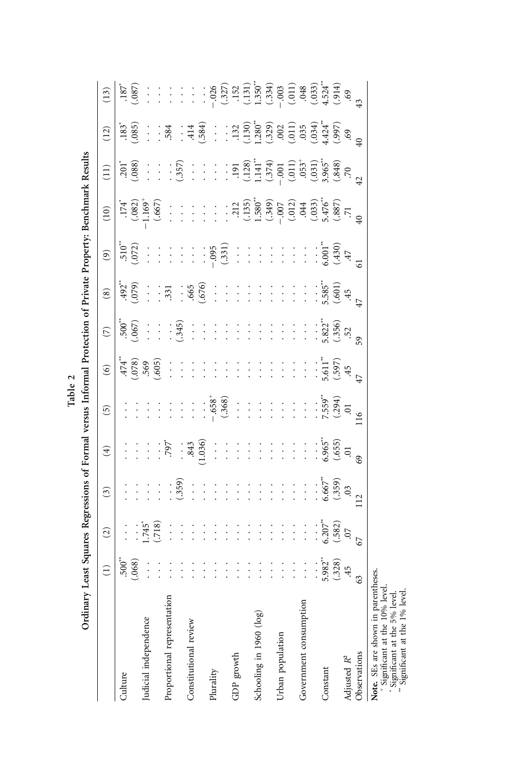**Table 2**

**Ordinary Least Squares Regressions of Formal versus Informal Protection of Private Property: Benchmark Results**

| | (1) | (2) | (3) | (4) | (5) | (6) | (7) | (8) | (9) | (10) | (11) | (12) | (13) |
|---|---|---|---|---|---|---|---|---|---|---|---|---|---|
| Culture | .500** | . . . | . . . | . . . | . . . | .474** | .500** | .492** | .510** | .174* | .201* | .183* | .187* |
| | (.068) | . . . | . . . | . . . | . . . | (.078) | (.067) | (.079) | (.072) | (.082) | (.088) | (.085) | (.087) |
| Judicial independence | . . . | 1.745* | . . . | . . . | . . . | .569 | . . . | . . . | . . . | −1.169+ | . . . | . . . | . . . |
| | . . . | (.718) | . . . | . . . | . . . | (.605) | . . . | . . . | . . . | (.667) | . . . | . . . | . . . |
| Proportional representation | . . . | . . . | . . . | .797* | . . . | . . . | . . . | .331 | . . . | . . . | . . . | .584 | . . . |
| | . . . | . . . | (.359) | . . . | . . . | . . . | (.345) | . . . | . . . | . . . | (.357) | . . . | . . . |
| Constitutional review | . . . | . . . | . . . | .843 | . . . | . . . | . . . | .665 | . . . | . . . | . . . | .414 | . . . |
| | . . . | . . . | . . . | (1.036) | . . . | . . . | . . . | (.676) | . . . | . . . | . . . | (.584) | . . . |
| Plurality | . . . | . . . | . . . | . . . | −.658+ | . . . | . . . | . . . | −.095 | . . . | . . . | . . . | −.026 |
| | . . . | . . . | . . . | . . . | (.368) | . . . | . . . | . . . | (.331) | . . . | . . . | . . . | (.327) |
| GDP growth | . . . | . . . | . . . | . . . | . . . | . . . | . . . | . . . | . . . | .212 | .191 | .132 | .152 |
| | . . . | . . . | . . . | . . . | . . . | . . . | . . . | . . . | . . . | (.135) | (.128) | (.130) | (.131) |
| Schooling in 1960 (log) | . . . | . . . | . . . | . . . | . . . | . . . | . . . | . . . | . . . | 1.580** | 1.141** | 1.280** | 1.350** |
| | . . . | . . . | . . . | . . . | . . . | . . . | . . . | . . . | . . . | (.349) | (.374) | (.329) | (.334) |
| Urban population | . . . | . . . | . . . | . . . | . . . | . . . | . . . | . . . | . . . | −.007 | −.001 | .002 | −.003 |
| | . . . | . . . | . . . | . . . | . . . | . . . | . . . | . . . | . . . | (.012) | (.011) | (.011) | (.011) |
| Government consumption | . . . | . . . | . . . | . . . | . . . | . . . | . . . | . . . | . . . | .044 | .053+ | .035 | .048 |
| | . . . | . . . | . . . | . . . | . . . | . . . | . . . | . . . | . . . | (.033) | (.031) | (.034) | (.033) |
| Constant | 5.982** | 6.207** | 6.667** | 6.965** | 7.559** | 5.611** | 5.822** | 5.585** | 6.001** | 5.476** | 3.965** | 4.424** | 4.524** |
| | (.328) | (.582) | (.359) | (.655) | (.294) | (.597) | (.356) | (.601) | (.430) | (.887) | (.848) | (.997) | (.914) |
| Adjusted $R^2$ | .45 | .07 | .03 | .01 | .01 | .45 | .52 | .45 | .47 | .71 | .70 | .69 | .69 |
| Observations | 63 | 67 | 112 | 69 | 116 | 47 | 59 | 47 | 61 | 40 | 42 | 40 | 43 |

**Note.** SEs are shown in parentheses.
+ Significant at the 10% level.
* Significant at the 5% level.
** Significant at the 1% level.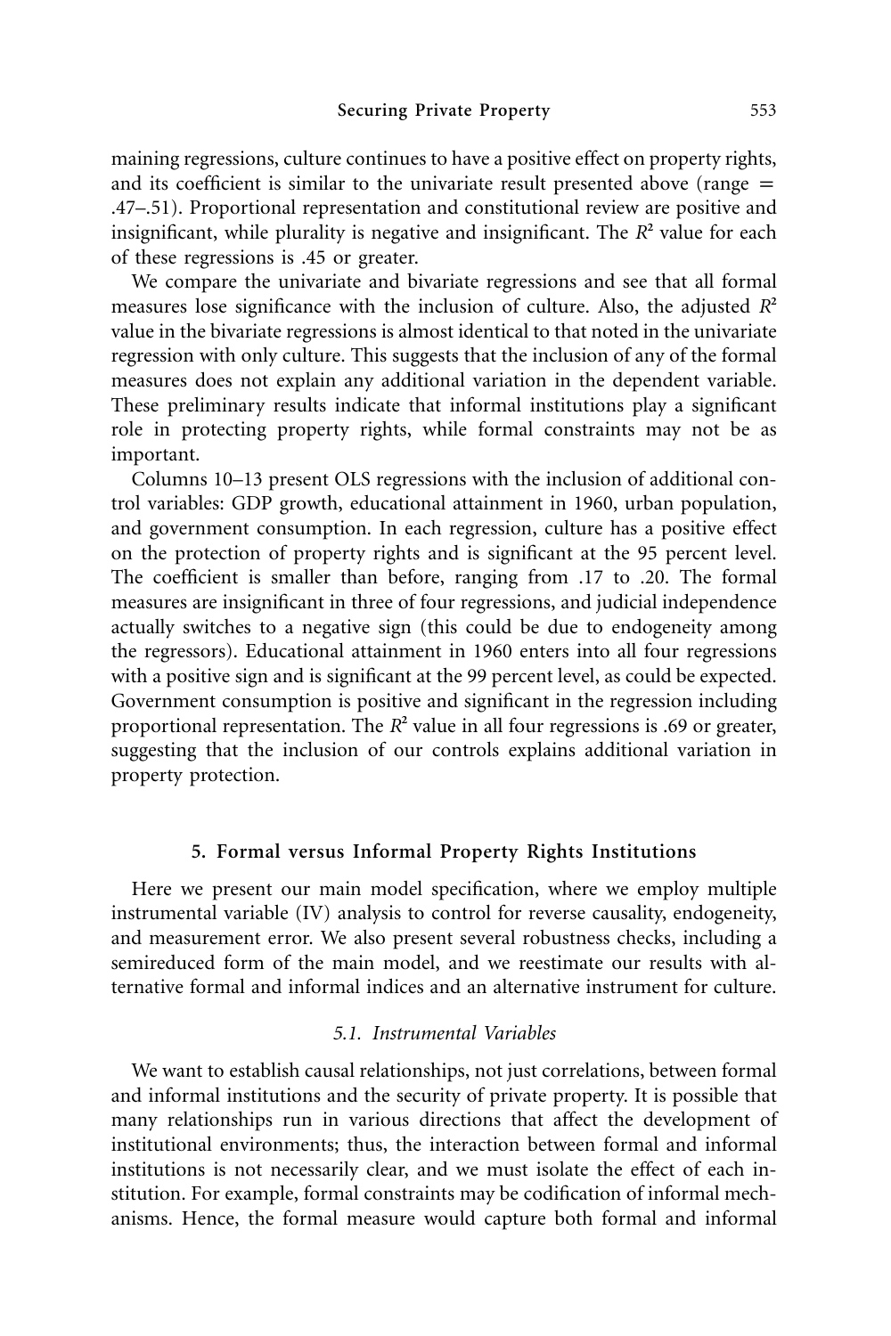maining regressions, culture continues to have a positive effect on property rights, and its coefficient is similar to the univariate result presented above (range = .47–.51). Proportional representation and constitutional review are positive and insignificant, while plurality is negative and insignificant. The $R^2$ value for each of these regressions is .45 or greater.

We compare the univariate and bivariate regressions and see that all formal measures lose significance with the inclusion of culture. Also, the adjusted $R^2$ value in the bivariate regressions is almost identical to that noted in the univariate regression with only culture. This suggests that the inclusion of any of the formal measures does not explain any additional variation in the dependent variable. These preliminary results indicate that informal institutions play a significant role in protecting property rights, while formal constraints may not be as important.

Columns 10–13 present OLS regressions with the inclusion of additional control variables: GDP growth, educational attainment in 1960, urban population, and government consumption. In each regression, culture has a positive effect on the protection of property rights and is significant at the 95 percent level. The coefficient is smaller than before, ranging from .17 to .20. The formal measures are insignificant in three of four regressions, and judicial independence actually switches to a negative sign (this could be due to endogeneity among the regressors). Educational attainment in 1960 enters into all four regressions with a positive sign and is significant at the 99 percent level, as could be expected. Government consumption is positive and significant in the regression including proportional representation. The $R^2$ value in all four regressions is .69 or greater, suggesting that the inclusion of our controls explains additional variation in property protection.

## 5. Formal versus Informal Property Rights Institutions

Here we present our main model specification, where we employ multiple instrumental variable (IV) analysis to control for reverse causality, endogeneity, and measurement error. We also present several robustness checks, including a semireduced form of the main model, and we reestimate our results with alternative formal and informal indices and an alternative instrument for culture.

### *5.1. Instrumental Variables*

We want to establish causal relationships, not just correlations, between formal and informal institutions and the security of private property. It is possible that many relationships run in various directions that affect the development of institutional environments; thus, the interaction between formal and informal institutions is not necessarily clear, and we must isolate the effect of each institution. For example, formal constraints may be codification of informal mechanisms. Hence, the formal measure would capture both formal and informal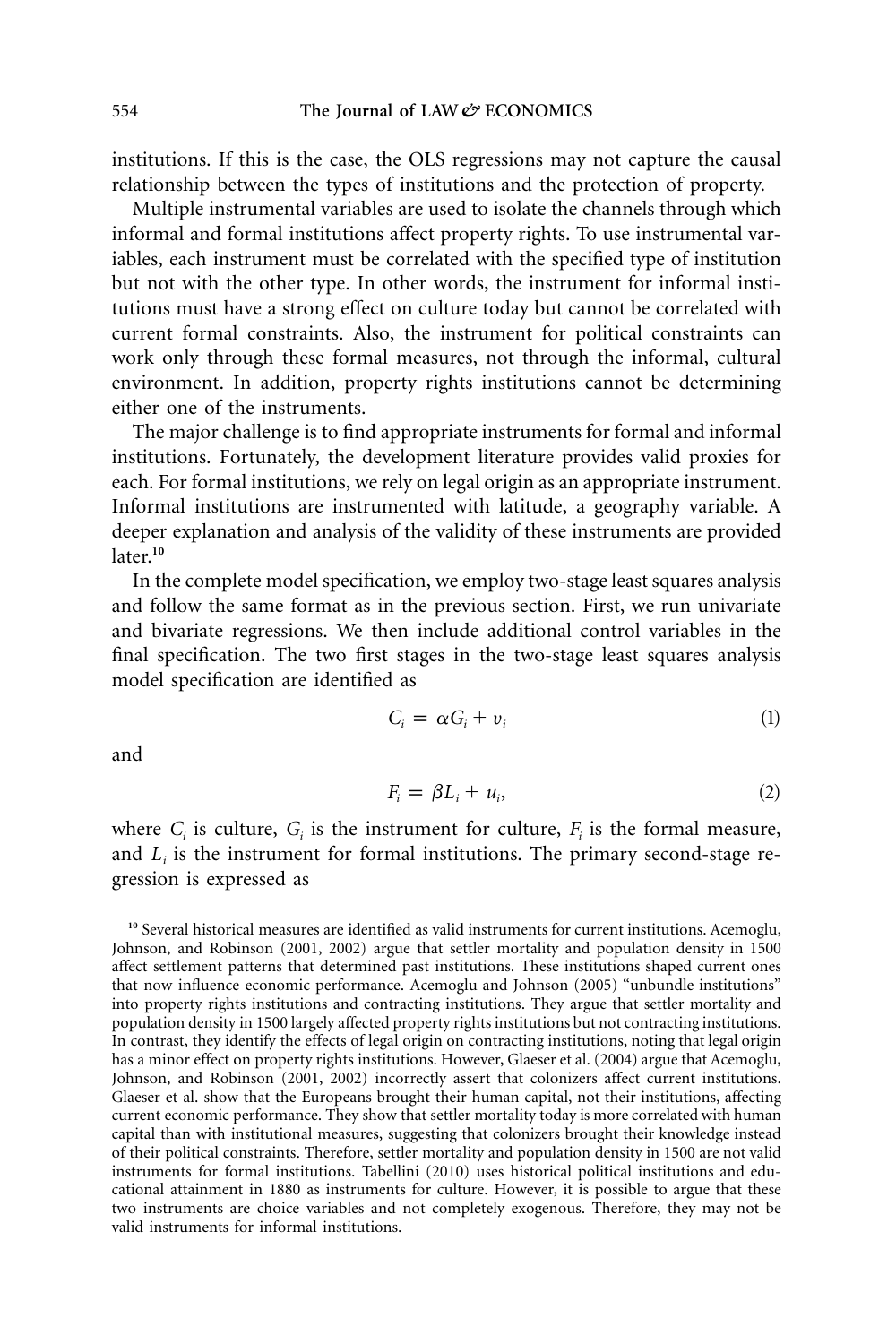institutions. If this is the case, the OLS regressions may not capture the causal relationship between the types of institutions and the protection of property.

Multiple instrumental variables are used to isolate the channels through which informal and formal institutions affect property rights. To use instrumental variables, each instrument must be correlated with the specified type of institution but not with the other type. In other words, the instrument for informal institutions must have a strong effect on culture today but cannot be correlated with current formal constraints. Also, the instrument for political constraints can work only through these formal measures, not through the informal, cultural environment. In addition, property rights institutions cannot be determining either one of the instruments.

The major challenge is to find appropriate instruments for formal and informal institutions. Fortunately, the development literature provides valid proxies for each. For formal institutions, we rely on legal origin as an appropriate instrument. Informal institutions are instrumented with latitude, a geography variable. A deeper explanation and analysis of the validity of these instruments are provided later.[10]

In the complete model specification, we employ two-stage least squares analysis and follow the same format as in the previous section. First, we run univariate and bivariate regressions. We then include additional control variables in the final specification. The two first stages in the two-stage least squares analysis model specification are identified as

$$C_i = \alpha G_i + v_i \tag{1}$$

and

$$F_i = \beta L_i + u_i, \tag{2}$$

where $C_i$ is culture, $G_i$ is the instrument for culture, $F_i$ is the formal measure, and $L_i$ is the instrument for formal institutions. The primary second-stage regression is expressed as

[10] Several historical measures are identified as valid instruments for current institutions. Acemoglu, Johnson, and Robinson (2001, 2002) argue that settler mortality and population density in 1500 affect settlement patterns that determined past institutions. These institutions shaped current ones that now influence economic performance. Acemoglu and Johnson (2005) "unbundle institutions" into property rights institutions and contracting institutions. They argue that settler mortality and population density in 1500 largely affected property rights institutions but not contracting institutions. In contrast, they identify the effects of legal origin on contracting institutions, noting that legal origin has a minor effect on property rights institutions. However, Glaeser et al. (2004) argue that Acemoglu, Johnson, and Robinson (2001, 2002) incorrectly assert that colonizers affect current institutions. Glaeser et al. show that the Europeans brought their human capital, not their institutions, affecting current economic performance. They show that settler mortality today is more correlated with human capital than with institutional measures, suggesting that colonizers brought their knowledge instead of their political constraints. Therefore, settler mortality and population density in 1500 are not valid instruments for formal institutions. Tabellini (2010) uses historical political institutions and educational attainment in 1880 as instruments for culture. However, it is possible to argue that these two instruments are choice variables and not completely exogenous. Therefore, they may not be valid instruments for informal institutions.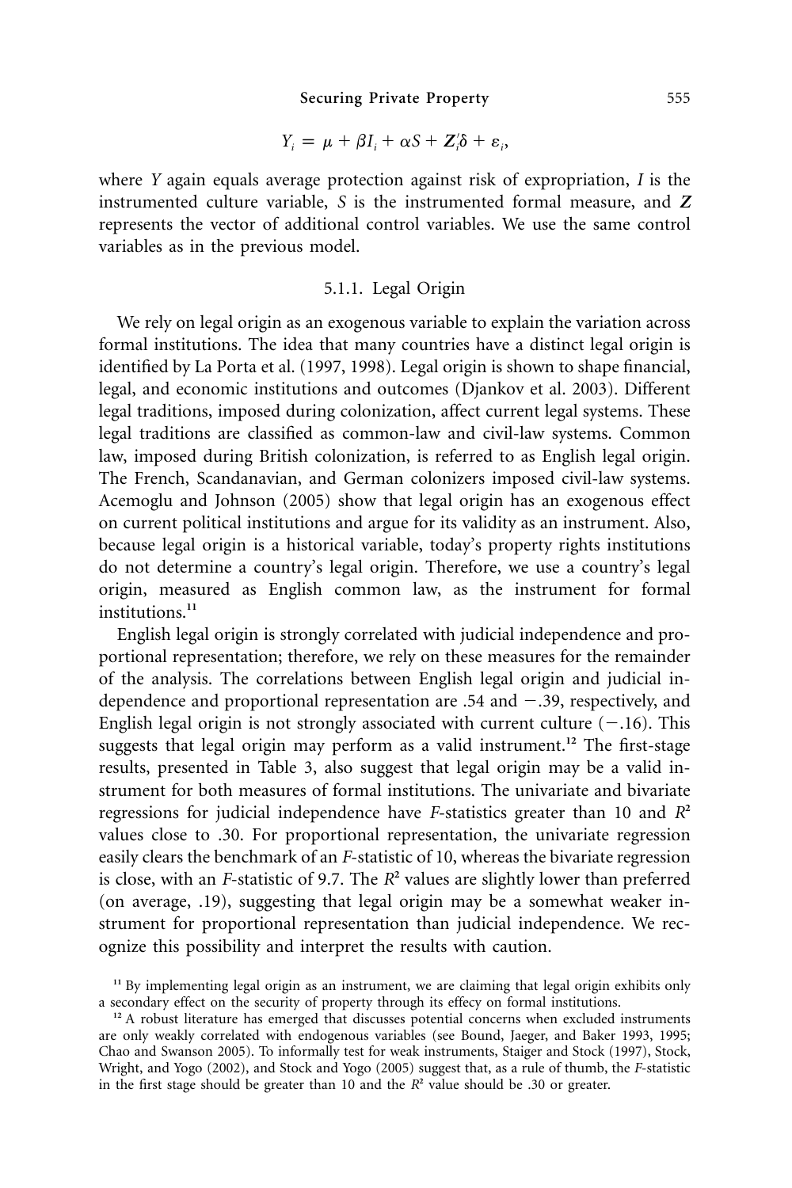$$Y_i = \mu + \beta I_i + \alpha S + Z_i'\delta + \varepsilon_i,$$

where $Y$ again equals average protection against risk of expropriation, $I$ is the instrumented culture variable, $S$ is the instrumented formal measure, and $\boldsymbol{Z}$ represents the vector of additional control variables. We use the same control variables as in the previous model.

### 5.1.1. Legal Origin

We rely on legal origin as an exogenous variable to explain the variation across formal institutions. The idea that many countries have a distinct legal origin is identified by La Porta et al. (1997, 1998). Legal origin is shown to shape financial, legal, and economic institutions and outcomes (Djankov et al. 2003). Different legal traditions, imposed during colonization, affect current legal systems. These legal traditions are classified as common-law and civil-law systems. Common law, imposed during British colonization, is referred to as English legal origin. The French, Scandanavian, and German colonizers imposed civil-law systems. Acemoglu and Johnson (2005) show that legal origin has an exogenous effect on current political institutions and argue for its validity as an instrument. Also, because legal origin is a historical variable, today's property rights institutions do not determine a country's legal origin. Therefore, we use a country's legal origin, measured as English common law, as the instrument for formal institutions.[11]

English legal origin is strongly correlated with judicial independence and proportional representation; therefore, we rely on these measures for the remainder of the analysis. The correlations between English legal origin and judicial independence and proportional representation are .54 and −.39, respectively, and English legal origin is not strongly associated with current culture (−.16). This suggests that legal origin may perform as a valid instrument.[12] The first-stage results, presented in Table 3, also suggest that legal origin may be a valid instrument for both measures of formal institutions. The univariate and bivariate regressions for judicial independence have $F$-statistics greater than 10 and $R^2$ values close to .30. For proportional representation, the univariate regression easily clears the benchmark of an $F$-statistic of 10, whereas the bivariate regression is close, with an $F$-statistic of 9.7. The $R^2$ values are slightly lower than preferred (on average, .19), suggesting that legal origin may be a somewhat weaker instrument for proportional representation than judicial independence. We recognize this possibility and interpret the results with caution.

[11] By implementing legal origin as an instrument, we are claiming that legal origin exhibits only a secondary effect on the security of property through its effecy on formal institutions.

[12] A robust literature has emerged that discusses potential concerns when excluded instruments are only weakly correlated with endogenous variables (see Bound, Jaeger, and Baker 1993, 1995; Chao and Swanson 2005). To informally test for weak instruments, Staiger and Stock (1997), Stock, Wright, and Yogo (2002), and Stock and Yogo (2005) suggest that, as a rule of thumb, the $F$-statistic in the first stage should be greater than 10 and the $R^2$ value should be .30 or greater.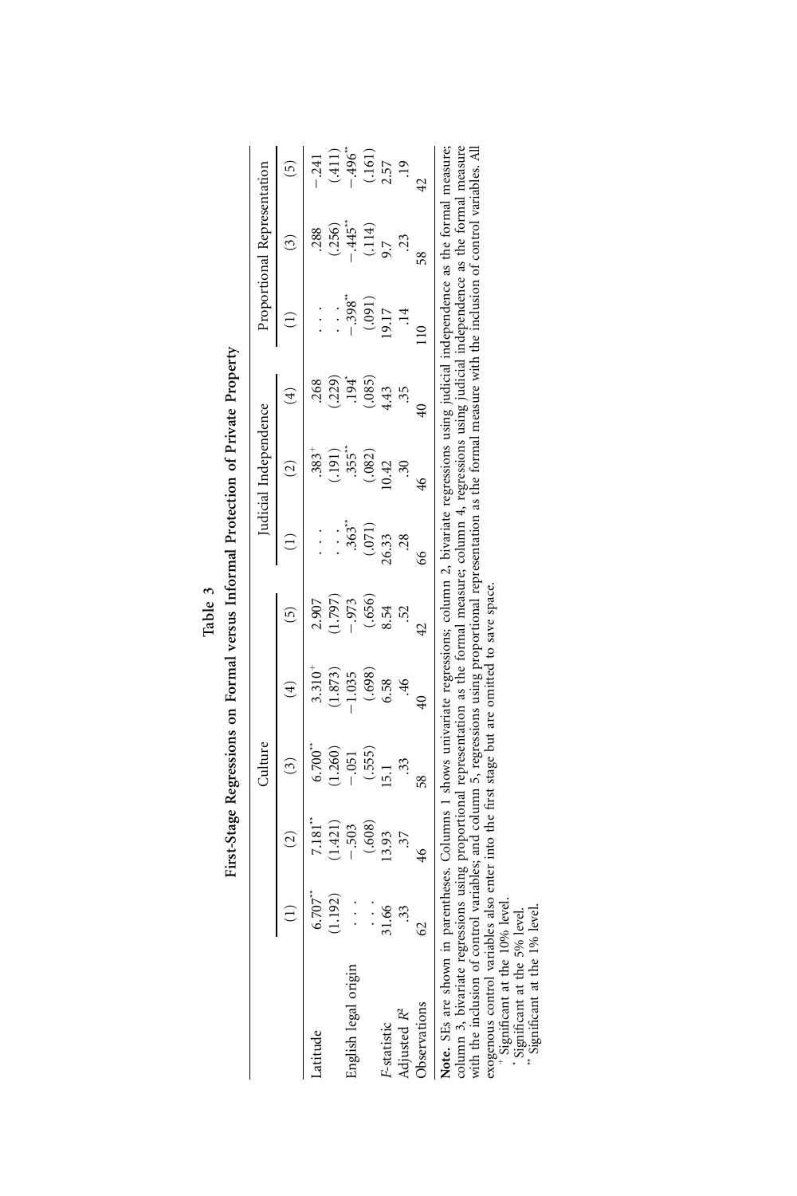# Table 3

## First-Stage Regressions on Formal versus Informal Protection of Private Property

| | Culture | | | | | Judicial Independence | | | Proportional Representation | | |
|---|---|---|---|---|---|---|---|---|---|---|---|
| | (1) | (2) | (3) | (4) | (5) | (1) | (2) | (4) | (1) | (3) | (5) |
| Latitude | 6.707** | 7.181** | 6.700** | 3.310+ | 2.907 | . . . | .383+ | .268 | . . . | .288 | −.241 |
| | (1.192) | (1.421) | (1.260) | (1.873) | (1.797) | . . . | (.191) | (.229) | . . . | (.256) | (.411) |
| English legal origin | . . . | −.503 | −.051 | −1.035 | −.973 | .363** | .355** | .194* | −.398** | −.445** | −.496** |
| | . . . | (.608) | (.555) | (.698) | (.656) | (.071) | (.082) | (.085) | (.091) | (.114) | (.161) |
| $F$-statistic | 31.66 | 13.93 | 15.1 | 6.58 | 8.54 | 26.33 | 10.42 | 4.43 | 19.17 | 9.7 | 2.57 |
| Adjusted $R^2$ | .33 | .37 | .33 | .46 | .52 | .28 | .30 | .35 | .14 | .23 | .19 |
| Observations | 62 | 46 | 58 | 40 | 42 | 66 | 46 | 40 | 110 | 58 | 42 |

**Note.** SEs are shown in parentheses. Columns 1 shows univariate regressions; column 2, bivariate regressions using judicial independence as the formal measure; column 3, bivariate regressions using proportional representation as the formal measure; column 4, regressions using judicial independence as the formal measure with the inclusion of control variables; and column 5, regressions using proportional representation as the formal measure with the inclusion of control variables. All exogenous control variables also enter into the first stage but are omitted to save space.

+ Significant at the 10% level.

* Significant at the 5% level.

** Significant at the 1% level.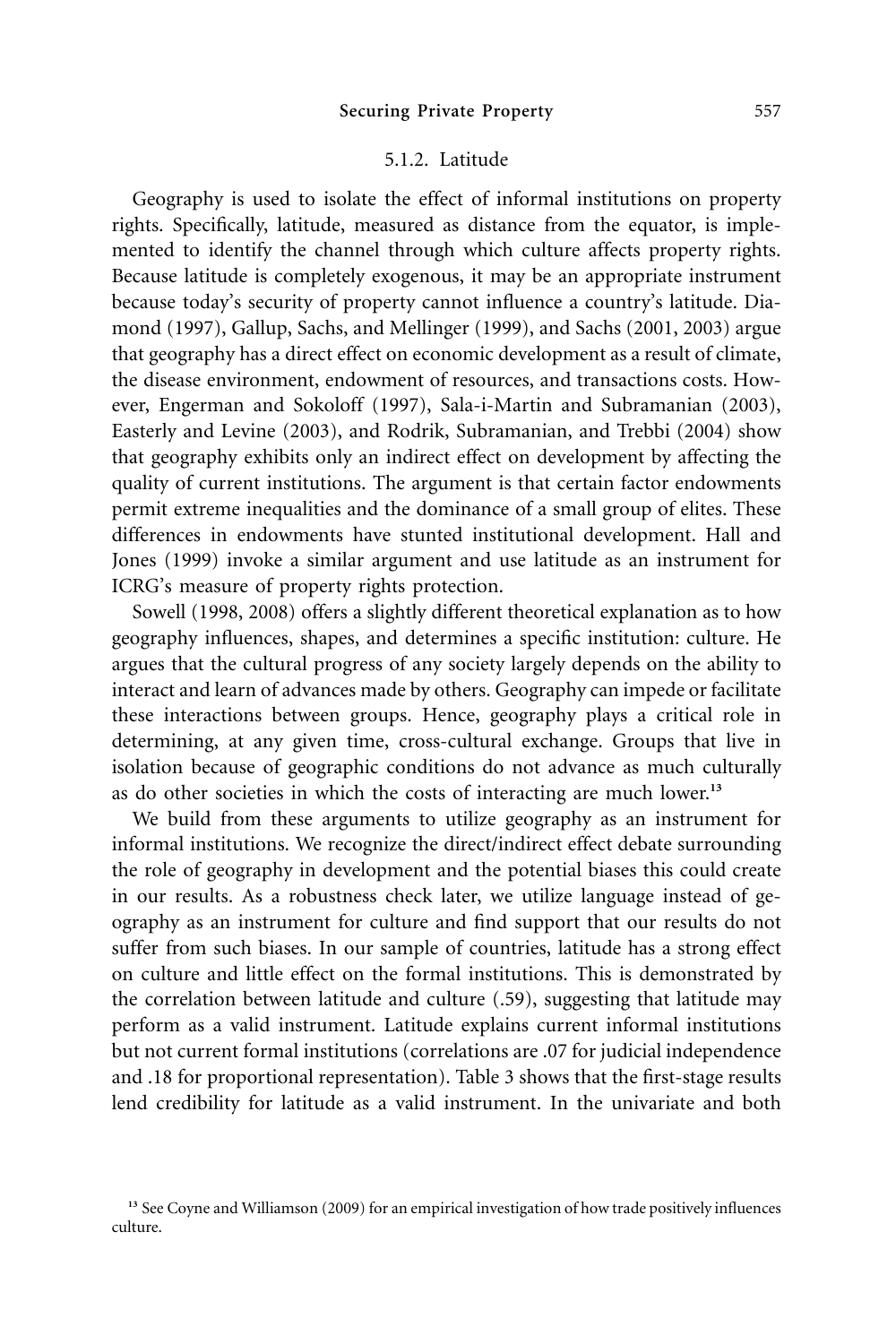#### 5.1.2. Latitude

Geography is used to isolate the effect of informal institutions on property rights. Specifically, latitude, measured as distance from the equator, is implemented to identify the channel through which culture affects property rights. Because latitude is completely exogenous, it may be an appropriate instrument because today's security of property cannot influence a country's latitude. Diamond (1997), Gallup, Sachs, and Mellinger (1999), and Sachs (2001, 2003) argue that geography has a direct effect on economic development as a result of climate, the disease environment, endowment of resources, and transactions costs. However, Engerman and Sokoloff (1997), Sala-i-Martin and Subramanian (2003), Easterly and Levine (2003), and Rodrik, Subramanian, and Trebbi (2004) show that geography exhibits only an indirect effect on development by affecting the quality of current institutions. The argument is that certain factor endowments permit extreme inequalities and the dominance of a small group of elites. These differences in endowments have stunted institutional development. Hall and Jones (1999) invoke a similar argument and use latitude as an instrument for ICRG's measure of property rights protection.

Sowell (1998, 2008) offers a slightly different theoretical explanation as to how geography influences, shapes, and determines a specific institution: culture. He argues that the cultural progress of any society largely depends on the ability to interact and learn of advances made by others. Geography can impede or facilitate these interactions between groups. Hence, geography plays a critical role in determining, at any given time, cross-cultural exchange. Groups that live in isolation because of geographic conditions do not advance as much culturally as do other societies in which the costs of interacting are much lower.[13]

We build from these arguments to utilize geography as an instrument for informal institutions. We recognize the direct/indirect effect debate surrounding the role of geography in development and the potential biases this could create in our results. As a robustness check later, we utilize language instead of geography as an instrument for culture and find support that our results do not suffer from such biases. In our sample of countries, latitude has a strong effect on culture and little effect on the formal institutions. This is demonstrated by the correlation between latitude and culture (.59), suggesting that latitude may perform as a valid instrument. Latitude explains current informal institutions but not current formal institutions (correlations are .07 for judicial independence and .18 for proportional representation). Table 3 shows that the first-stage results lend credibility for latitude as a valid instrument. In the univariate and both

[13] See Coyne and Williamson (2009) for an empirical investigation of how trade positively influences culture.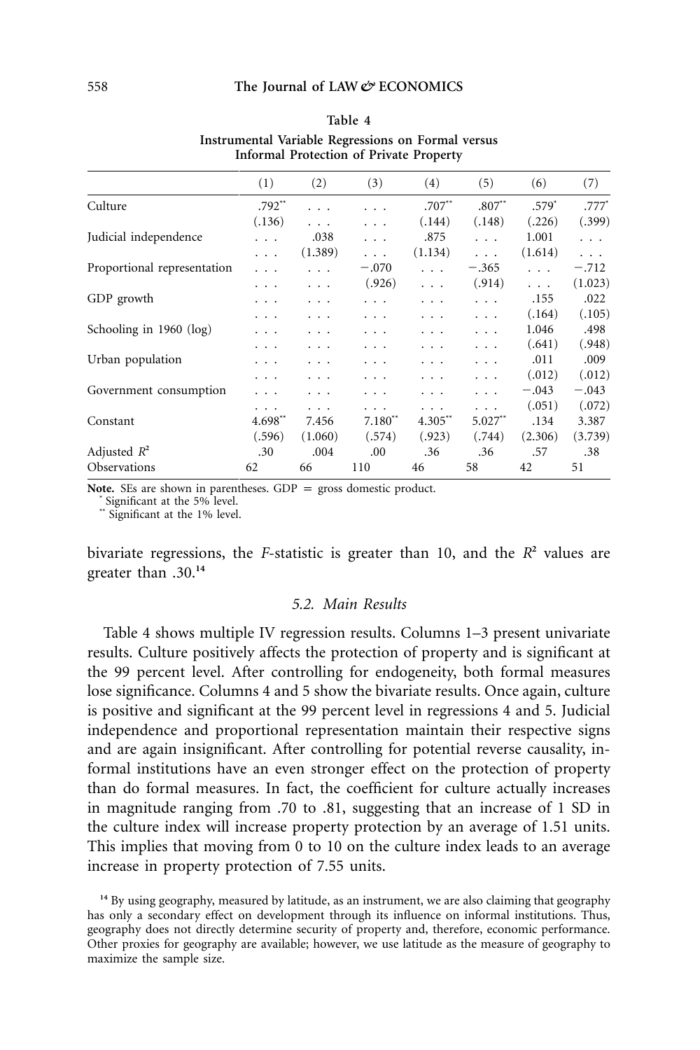**Table 4**
**Instrumental Variable Regressions on Formal versus Informal Protection of Private Property**

| | (1) | (2) | (3) | (4) | (5) | (6) | (7) |
|---|---|---|---|---|---|---|---|
| Culture | .792** | . . . | . . . | .707** | .807** | .579* | .777* |
| | (.136) | . . . | . . . | (.144) | (.148) | (.226) | (.399) |
| Judicial independence | . . . | .038 | . . . | .875 | . . . | 1.001 | . . . |
| | . . . | (1.389) | . . . | (1.134) | . . . | (1.614) | . . . |
| Proportional representation | . . . | . . . | −.070 | . . . | −.365 | . . . | −.712 |
| | . . . | . . . | (.926) | . . . | (.914) | . . . | (1.023) |
| GDP growth | . . . | . . . | . . . | . . . | . . . | .155 | .022 |
| | . . . | . . . | . . . | . . . | . . . | (.164) | (.105) |
| Schooling in 1960 (log) | . . . | . . . | . . . | . . . | . . . | 1.046 | .498 |
| | . . . | . . . | . . . | . . . | . . . | (.641) | (.948) |
| Urban population | . . . | . . . | . . . | . . . | . . . | .011 | .009 |
| | . . . | . . . | . . . | . . . | . . . | (.012) | (.012) |
| Government consumption | . . . | . . . | . . . | . . . | . . . | −.043 | −.043 |
| | . . . | . . . | . . . | . . . | . . . | (.051) | (.072) |
| Constant | 4.698** | 7.456 | 7.180** | 4.305** | 5.027** | .134 | 3.387 |
| | (.596) | (1.060) | (.574) | (.923) | (.744) | (2.306) | (3.739) |
| Adjusted $R^2$ | .30 | .004 | .00 | .36 | .36 | .57 | .38 |
| Observations | 62 | 66 | 110 | 46 | 58 | 42 | 51 |

**Note.** SEs are shown in parentheses. GDP = gross domestic product.
\* Significant at the 5% level.
\*\* Significant at the 1% level.

bivariate regressions, the $F$-statistic is greater than 10, and the $R^2$ values are greater than .30.[14]

### *5.2. Main Results*

Table 4 shows multiple IV regression results. Columns 1–3 present univariate results. Culture positively affects the protection of property and is significant at the 99 percent level. After controlling for endogeneity, both formal measures lose significance. Columns 4 and 5 show the bivariate results. Once again, culture is positive and significant at the 99 percent level in regressions 4 and 5. Judicial independence and proportional representation maintain their respective signs and are again insignificant. After controlling for potential reverse causality, informal institutions have an even stronger effect on the protection of property than do formal measures. In fact, the coefficient for culture actually increases in magnitude ranging from .70 to .81, suggesting that an increase of 1 SD in the culture index will increase property protection by an average of 1.51 units. This implies that moving from 0 to 10 on the culture index leads to an average increase in property protection of 7.55 units.

[14] By using geography, measured by latitude, as an instrument, we are also claiming that geography has only a secondary effect on development through its influence on informal institutions. Thus, geography does not directly determine security of property and, therefore, economic performance. Other proxies for geography are available; however, we use latitude as the measure of geography to maximize the sample size.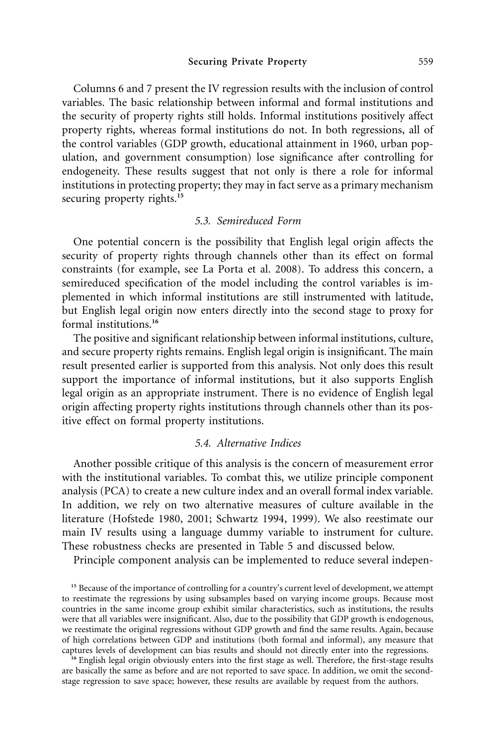Columns 6 and 7 present the IV regression results with the inclusion of control variables. The basic relationship between informal and formal institutions and the security of property rights still holds. Informal institutions positively affect property rights, whereas formal institutions do not. In both regressions, all of the control variables (GDP growth, educational attainment in 1960, urban population, and government consumption) lose significance after controlling for endogeneity. These results suggest that not only is there a role for informal institutions in protecting property; they may in fact serve as a primary mechanism securing property rights.[15]

### *5.3. Semireduced Form*

One potential concern is the possibility that English legal origin affects the security of property rights through channels other than its effect on formal constraints (for example, see La Porta et al. 2008). To address this concern, a semireduced specification of the model including the control variables is implemented in which informal institutions are still instrumented with latitude, but English legal origin now enters directly into the second stage to proxy for formal institutions.[16]

The positive and significant relationship between informal institutions, culture, and secure property rights remains. English legal origin is insignificant. The main result presented earlier is supported from this analysis. Not only does this result support the importance of informal institutions, but it also supports English legal origin as an appropriate instrument. There is no evidence of English legal origin affecting property rights institutions through channels other than its positive effect on formal property institutions.

### *5.4. Alternative Indices*

Another possible critique of this analysis is the concern of measurement error with the institutional variables. To combat this, we utilize principle component analysis (PCA) to create a new culture index and an overall formal index variable. In addition, we rely on two alternative measures of culture available in the literature (Hofstede 1980, 2001; Schwartz 1994, 1999). We also reestimate our main IV results using a language dummy variable to instrument for culture. These robustness checks are presented in Table 5 and discussed below.

Principle component analysis can be implemented to reduce several indepen-

[15] Because of the importance of controlling for a country's current level of development, we attempt to reestimate the regressions by using subsamples based on varying income groups. Because most countries in the same income group exhibit similar characteristics, such as institutions, the results were that all variables were insignificant. Also, due to the possibility that GDP growth is endogenous, we reestimate the original regressions without GDP growth and find the same results. Again, because of high correlations between GDP and institutions (both formal and informal), any measure that captures levels of development can bias results and should not directly enter into the regressions.

[16] English legal origin obviously enters into the first stage as well. Therefore, the first-stage results are basically the same as before and are not reported to save space. In addition, we omit the second-stage regression to save space; however, these results are available by request from the authors.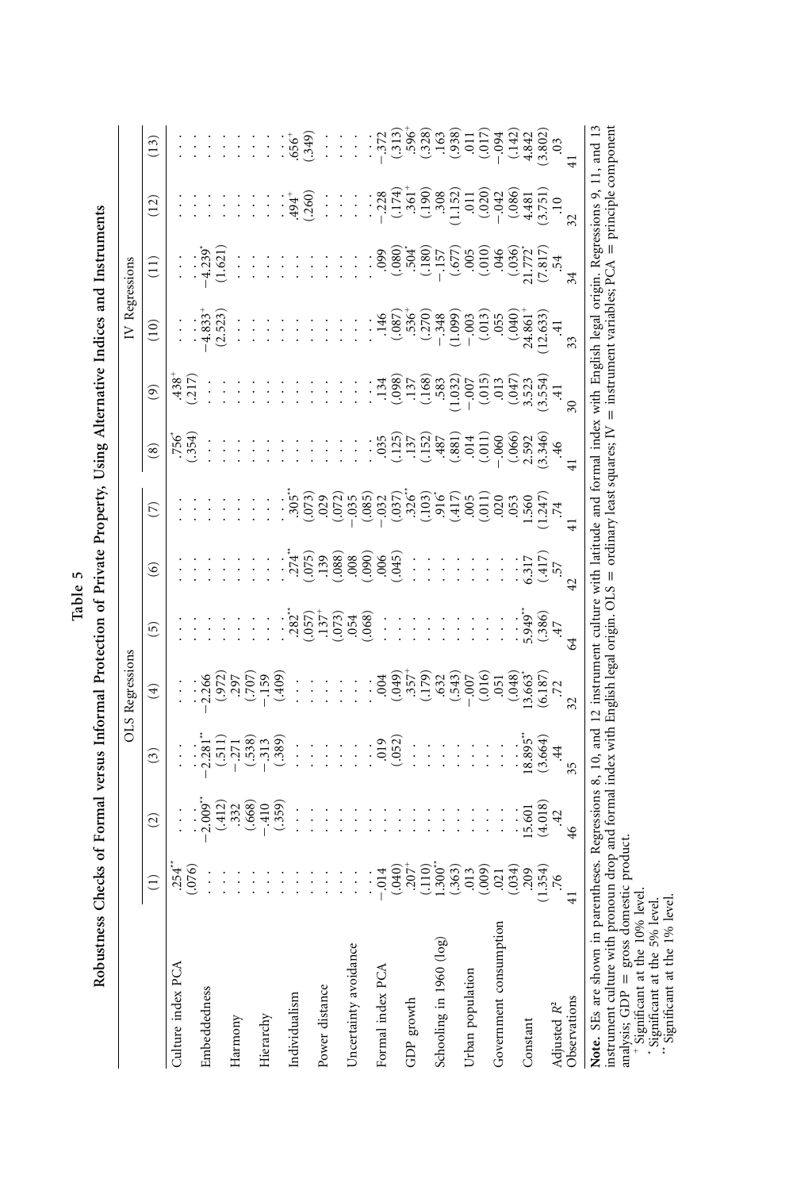**Table 5**

**Robustness Checks of Formal versus Informal Protection of Private Property, Using Alternative Indices and Instruments**

| | OLS Regressions | | | | | | | IV Regressions | | | | | |
|---|---|---|---|---|---|---|---|---|---|---|---|---|---|
| | (1) | (2) | (3) | (4) | (5) | (6) | (7) | (8) | (9) | (10) | (11) | (12) | (13) |
| Culture index PCA | .254** | . . . | . . . | . . . | . . . | . . . | . . . | .756* | .438+ | . . . | . . . | . . . | . . . |
| | (.076) | | | | | | | (.354) | (.217) | | | | |
| Embeddedness | . . . | −2.009** | −2.281** | −2.266 | . . . | . . . | . . . | . . . | . . . | −4.833+ | −4.239* | . . . | . . . |
| | | (.412) | (.511) | (.972) | | | | | | (2.523) | (1.621) | | |
| Harmony | . . . | .332 | −.271 | .297 | . . . | . . . | . . . | . . . | . . . | . . . | . . . | . . . | . . . |
| | | (.668) | (.538) | (.707) | | | | | | | | | |
| Hierarchy | . . . | −.410 | −.313 | −.159 | . . . | . . . | . . . | . . . | . . . | . . . | . . . | . . . | . . . |
| | | (.359) | (.389) | (.409) | | | | | | | | | |
| Individualism | . . . | . . . | . . . | . . . | .282** | .274** | .305** | . . . | . . . | . . . | . . . | .494+ | .656+ |
| | | | | | (.057) | (.075) | (.073) | | | | | (.260) | (.349) |
| Power distance | . . . | . . . | . . . | . . . | .137+ | .139 | .029 | . . . | . . . | . . . | . . . | . . . | . . . |
| | | | | | (.073) | (.088) | (.072) | | | | | | |
| Uncertainty avoidance | . . . | . . . | . . . | . . . | .054 | .008 | −.035 | . . . | . . . | . . . | . . . | . . . | . . . |
| | | | | | (.068) | (.090) | (.085) | | | | | | |
| Formal index PCA | −.014 | . . . | .019 | .004 | . . . | .006 | −.032 | .035 | .134 | .146 | .099 | −.228 | −.372 |
| | (.040) | | (.052) | (.049) | | (.045) | (.037) | (.125) | (.098) | (.087) | (.080) | (.174) | (.313) |
| GDP growth | .207+ | . . . | . . . | .357+ | . . . | . . . | .326** | .137 | .137 | .536+ | .504* | .361+ | .596+ |
| | (.110) | | | (.179) | | | (.103) | (.152) | (.168) | (.270) | (.180) | (.190) | (.328) |
| Schooling in 1960 (log) | 1.300** | . . . | . . . | .632 | . . . | . . . | .916* | .487 | .583 | −.348 | −.157 | .308 | .163 |
| | (.363) | | | (.543) | | | (.417) | (.881) | (1.032) | (1.099) | (.677) | (1.152) | (.938) |
| Urban population | .013 | . . . | . . . | −.007 | . . . | . . . | .005 | .014 | −.007 | −.003 | .005 | .011 | .011 |
| | (.009) | | | (.016) | | | (.011) | (.011) | (.015) | (.013) | (.010) | (.020) | (.017) |
| Government consumption | .021 | . . . | . . . | .051 | . . . | . . . | .020 | −.060 | .013 | .055 | .046 | −.042 | −.094 |
| | (.034) | | | (.048) | | | (.053) | (.066) | (.047) | (.040) | (.036) | (.086) | (.142) |
| Constant | .209 | 15.601 | 18.895** | 13.663* | 5.949** | 6.317 | 1.560 | 2.592 | 3.523 | 24.861+ | 21.772* | 4.481 | 4.842 |
| | (1.354) | (4.018) | (3.664) | (6.187) | (.386) | (.417) | (1.247) | (3.346) | (3.554) | (12.633) | (7.817) | (3.751) | (3.802) |
| Adjusted $R^2$ | .76 | .42 | .44 | .72 | .47 | .57 | .74 | .46 | .41 | .41 | .54 | .10 | .03 |
| Observations | 41 | 46 | 35 | 32 | 64 | 42 | 41 | 41 | 30 | 33 | 34 | 32 | 41 |

**Note.** SEs are shown in parentheses. Regressions 8, 10, and 12 instrument culture with latitude and formal index with English legal origin. Regressions 9, 11, and 13 instrument culture with pronoun drop and formal index with English legal origin. OLS = ordinary least squares; IV = instrument variables; PCA = principle component analysis; GDP = gross domestic product.

+ Significant at the 10% level.
* Significant at the 5% level.
** Significant at the 1% level.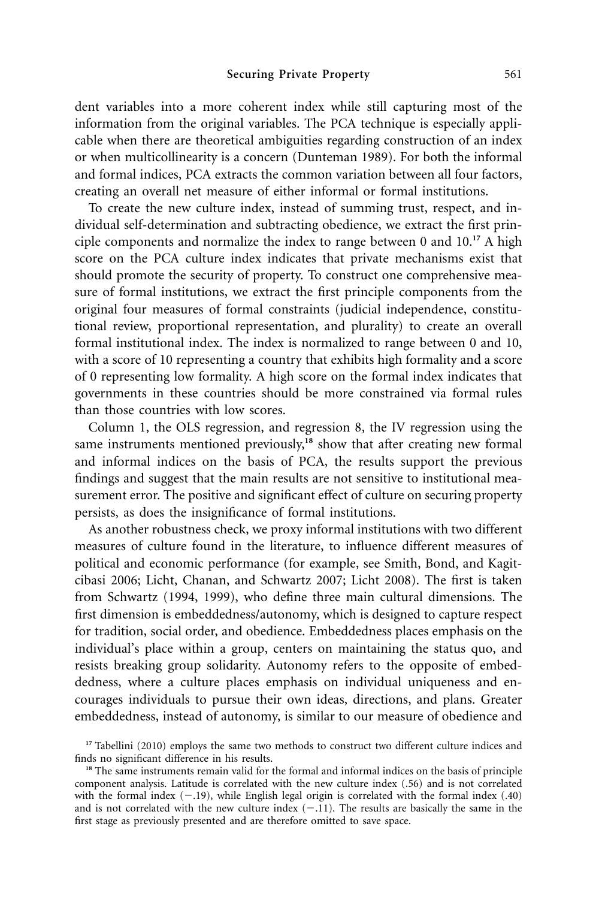dent variables into a more coherent index while still capturing most of the information from the original variables. The PCA technique is especially applicable when there are theoretical ambiguities regarding construction of an index or when multicollinearity is a concern (Dunteman 1989). For both the informal and formal indices, PCA extracts the common variation between all four factors, creating an overall net measure of either informal or formal institutions.

To create the new culture index, instead of summing trust, respect, and individual self-determination and subtracting obedience, we extract the first principle components and normalize the index to range between 0 and 10.[17] A high score on the PCA culture index indicates that private mechanisms exist that should promote the security of property. To construct one comprehensive measure of formal institutions, we extract the first principle components from the original four measures of formal constraints (judicial independence, constitutional review, proportional representation, and plurality) to create an overall formal institutional index. The index is normalized to range between 0 and 10, with a score of 10 representing a country that exhibits high formality and a score of 0 representing low formality. A high score on the formal index indicates that governments in these countries should be more constrained via formal rules than those countries with low scores.

Column 1, the OLS regression, and regression 8, the IV regression using the same instruments mentioned previously,[18] show that after creating new formal and informal indices on the basis of PCA, the results support the previous findings and suggest that the main results are not sensitive to institutional measurement error. The positive and significant effect of culture on securing property persists, as does the insignificance of formal institutions.

As another robustness check, we proxy informal institutions with two different measures of culture found in the literature, to influence different measures of political and economic performance (for example, see Smith, Bond, and Kagitcibasi 2006; Licht, Chanan, and Schwartz 2007; Licht 2008). The first is taken from Schwartz (1994, 1999), who define three main cultural dimensions. The first dimension is embeddedness/autonomy, which is designed to capture respect for tradition, social order, and obedience. Embeddedness places emphasis on the individual's place within a group, centers on maintaining the status quo, and resists breaking group solidarity. Autonomy refers to the opposite of embeddedness, where a culture places emphasis on individual uniqueness and encourages individuals to pursue their own ideas, directions, and plans. Greater embeddedness, instead of autonomy, is similar to our measure of obedience and

[17] Tabellini (2010) employs the same two methods to construct two different culture indices and finds no significant difference in his results.

[18] The same instruments remain valid for the formal and informal indices on the basis of principle component analysis. Latitude is correlated with the new culture index (.56) and is not correlated with the formal index (−.19), while English legal origin is correlated with the formal index (.40) and is not correlated with the new culture index (−.11). The results are basically the same in the first stage as previously presented and are therefore omitted to save space.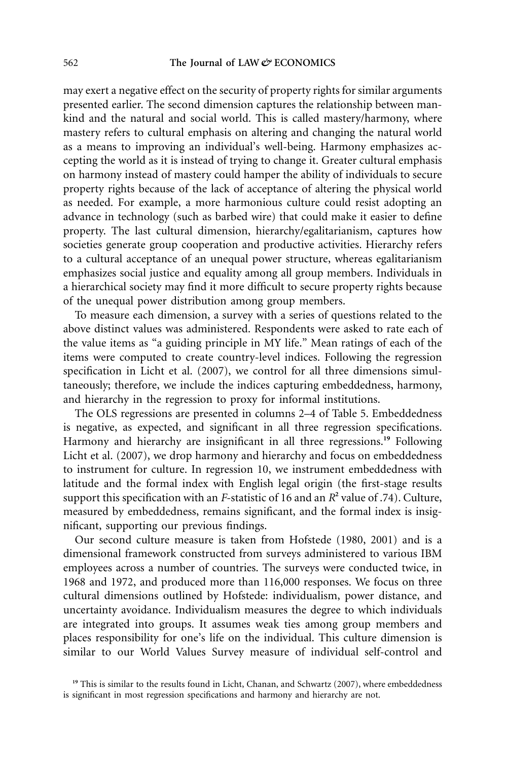may exert a negative effect on the security of property rights for similar arguments presented earlier. The second dimension captures the relationship between mankind and the natural and social world. This is called mastery/harmony, where mastery refers to cultural emphasis on altering and changing the natural world as a means to improving an individual's well-being. Harmony emphasizes accepting the world as it is instead of trying to change it. Greater cultural emphasis on harmony instead of mastery could hamper the ability of individuals to secure property rights because of the lack of acceptance of altering the physical world as needed. For example, a more harmonious culture could resist adopting an advance in technology (such as barbed wire) that could make it easier to define property. The last cultural dimension, hierarchy/egalitarianism, captures how societies generate group cooperation and productive activities. Hierarchy refers to a cultural acceptance of an unequal power structure, whereas egalitarianism emphasizes social justice and equality among all group members. Individuals in a hierarchical society may find it more difficult to secure property rights because of the unequal power distribution among group members.

To measure each dimension, a survey with a series of questions related to the above distinct values was administered. Respondents were asked to rate each of the value items as "a guiding principle in MY life." Mean ratings of each of the items were computed to create country-level indices. Following the regression specification in Licht et al. (2007), we control for all three dimensions simultaneously; therefore, we include the indices capturing embeddedness, harmony, and hierarchy in the regression to proxy for informal institutions.

The OLS regressions are presented in columns 2–4 of Table 5. Embeddedness is negative, as expected, and significant in all three regression specifications. Harmony and hierarchy are insignificant in all three regressions.[19] Following Licht et al. (2007), we drop harmony and hierarchy and focus on embeddedness to instrument for culture. In regression 10, we instrument embeddedness with latitude and the formal index with English legal origin (the first-stage results support this specification with an $F$-statistic of 16 and an $R^2$ value of .74). Culture, measured by embeddedness, remains significant, and the formal index is insignificant, supporting our previous findings.

Our second culture measure is taken from Hofstede (1980, 2001) and is a dimensional framework constructed from surveys administered to various IBM employees across a number of countries. The surveys were conducted twice, in 1968 and 1972, and produced more than 116,000 responses. We focus on three cultural dimensions outlined by Hofstede: individualism, power distance, and uncertainty avoidance. Individualism measures the degree to which individuals are integrated into groups. It assumes weak ties among group members and places responsibility for one's life on the individual. This culture dimension is similar to our World Values Survey measure of individual self-control and

[19] This is similar to the results found in Licht, Chanan, and Schwartz (2007), where embeddedness is significant in most regression specifications and harmony and hierarchy are not.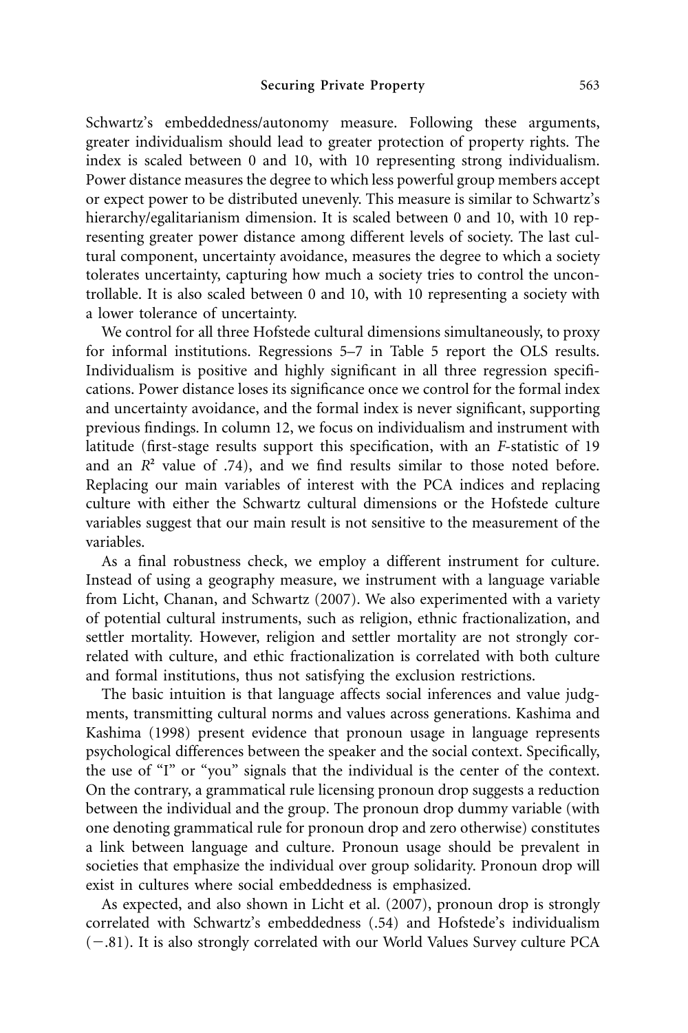Schwartz's embeddedness/autonomy measure. Following these arguments, greater individualism should lead to greater protection of property rights. The index is scaled between 0 and 10, with 10 representing strong individualism. Power distance measures the degree to which less powerful group members accept or expect power to be distributed unevenly. This measure is similar to Schwartz's hierarchy/egalitarianism dimension. It is scaled between 0 and 10, with 10 representing greater power distance among different levels of society. The last cultural component, uncertainty avoidance, measures the degree to which a society tolerates uncertainty, capturing how much a society tries to control the uncontrollable. It is also scaled between 0 and 10, with 10 representing a society with a lower tolerance of uncertainty.

We control for all three Hofstede cultural dimensions simultaneously, to proxy for informal institutions. Regressions 5–7 in Table 5 report the OLS results. Individualism is positive and highly significant in all three regression specifications. Power distance loses its significance once we control for the formal index and uncertainty avoidance, and the formal index is never significant, supporting previous findings. In column 12, we focus on individualism and instrument with latitude (first-stage results support this specification, with an $F$-statistic of 19 and an $R^2$ value of .74), and we find results similar to those noted before. Replacing our main variables of interest with the PCA indices and replacing culture with either the Schwartz cultural dimensions or the Hofstede culture variables suggest that our main result is not sensitive to the measurement of the variables.

As a final robustness check, we employ a different instrument for culture. Instead of using a geography measure, we instrument with a language variable from Licht, Chanan, and Schwartz (2007). We also experimented with a variety of potential cultural instruments, such as religion, ethnic fractionalization, and settler mortality. However, religion and settler mortality are not strongly correlated with culture, and ethic fractionalization is correlated with both culture and formal institutions, thus not satisfying the exclusion restrictions.

The basic intuition is that language affects social inferences and value judgments, transmitting cultural norms and values across generations. Kashima and Kashima (1998) present evidence that pronoun usage in language represents psychological differences between the speaker and the social context. Specifically, the use of "I" or "you" signals that the individual is the center of the context. On the contrary, a grammatical rule licensing pronoun drop suggests a reduction between the individual and the group. The pronoun drop dummy variable (with one denoting grammatical rule for pronoun drop and zero otherwise) constitutes a link between language and culture. Pronoun usage should be prevalent in societies that emphasize the individual over group solidarity. Pronoun drop will exist in cultures where social embeddedness is emphasized.

As expected, and also shown in Licht et al. (2007), pronoun drop is strongly correlated with Schwartz's embeddedness (.54) and Hofstede's individualism (−.81). It is also strongly correlated with our World Values Survey culture PCA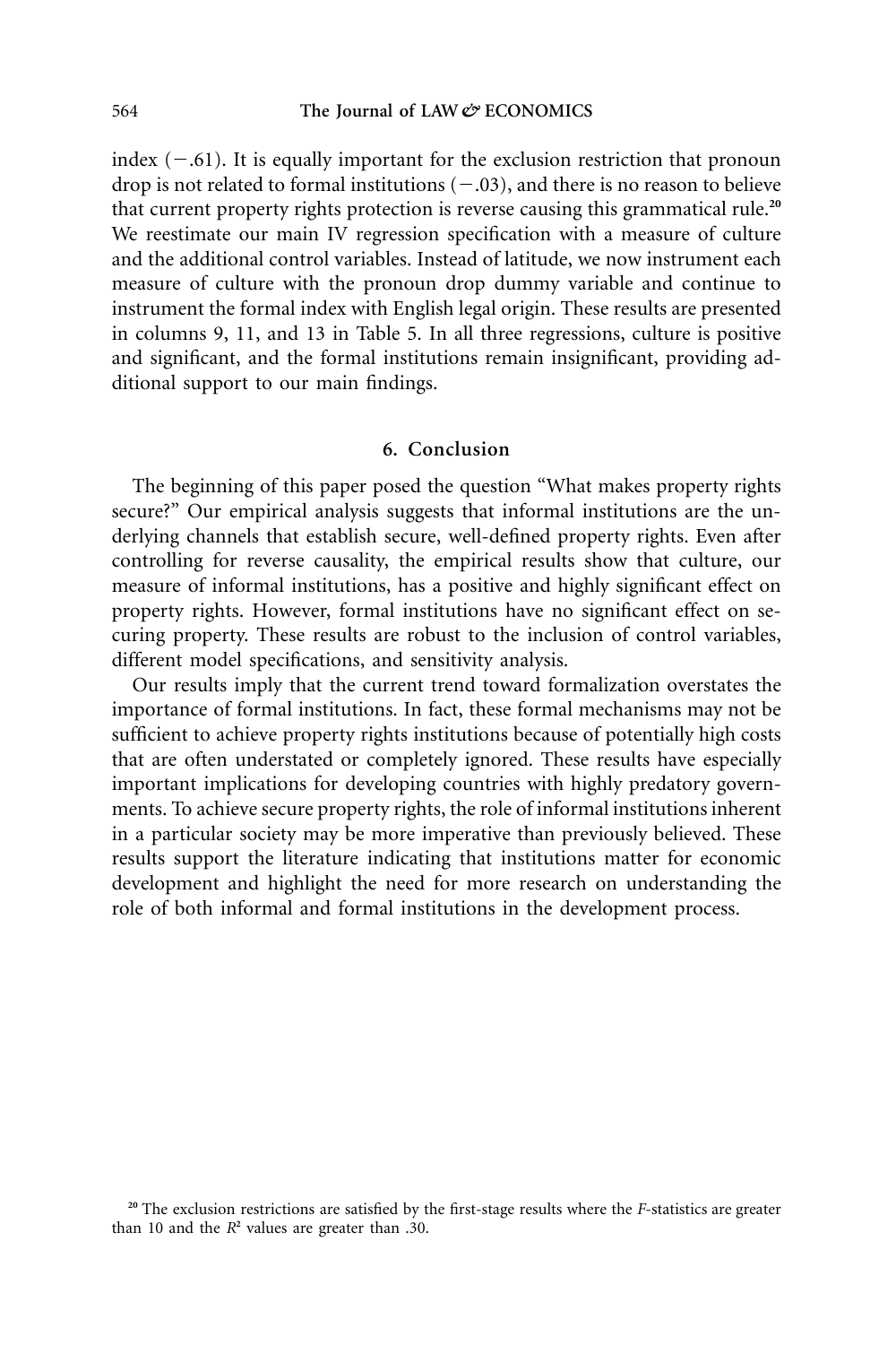index (−.61). It is equally important for the exclusion restriction that pronoun drop is not related to formal institutions (−.03), and there is no reason to believe that current property rights protection is reverse causing this grammatical rule.[20] We reestimate our main IV regression specification with a measure of culture and the additional control variables. Instead of latitude, we now instrument each measure of culture with the pronoun drop dummy variable and continue to instrument the formal index with English legal origin. These results are presented in columns 9, 11, and 13 in Table 5. In all three regressions, culture is positive and significant, and the formal institutions remain insignificant, providing additional support to our main findings.

## 6. Conclusion

The beginning of this paper posed the question "What makes property rights secure?" Our empirical analysis suggests that informal institutions are the underlying channels that establish secure, well-defined property rights. Even after controlling for reverse causality, the empirical results show that culture, our measure of informal institutions, has a positive and highly significant effect on property rights. However, formal institutions have no significant effect on securing property. These results are robust to the inclusion of control variables, different model specifications, and sensitivity analysis.

Our results imply that the current trend toward formalization overstates the importance of formal institutions. In fact, these formal mechanisms may not be sufficient to achieve property rights institutions because of potentially high costs that are often understated or completely ignored. These results have especially important implications for developing countries with highly predatory governments. To achieve secure property rights, the role of informal institutions inherent in a particular society may be more imperative than previously believed. These results support the literature indicating that institutions matter for economic development and highlight the need for more research on understanding the role of both informal and formal institutions in the development process.

[20] The exclusion restrictions are satisfied by the first-stage results where the $F$-statistics are greater than 10 and the $R^2$ values are greater than .30.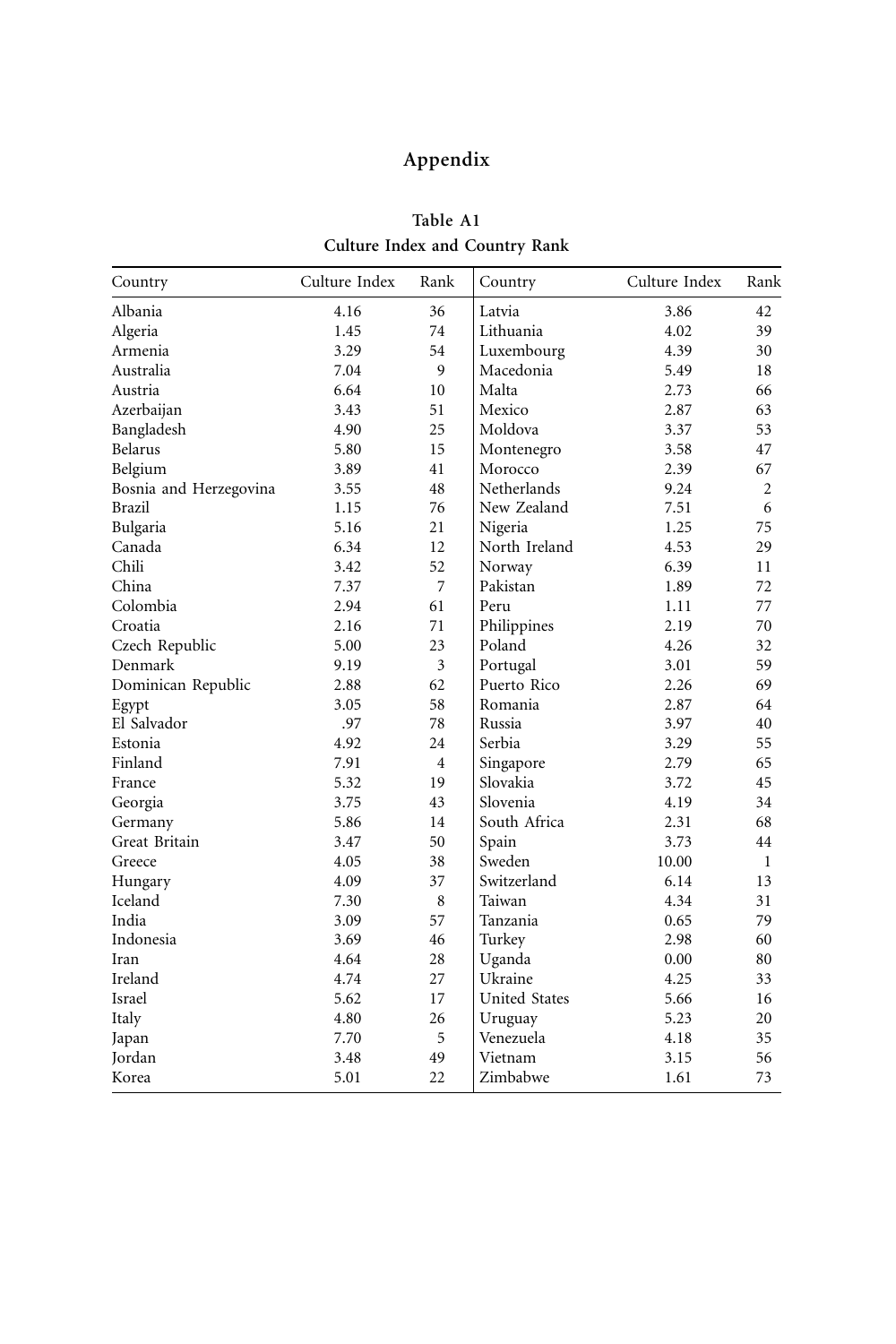# Appendix

**Table A1**

**Culture Index and Country Rank**

| Country | Culture Index | Rank | Country | Culture Index | Rank |
|---|---|---|---|---|---|
| Albania | 4.16 | 36 | Latvia | 3.86 | 42 |
| Algeria | 1.45 | 74 | Lithuania | 4.02 | 39 |
| Armenia | 3.29 | 54 | Luxembourg | 4.39 | 30 |
| Australia | 7.04 | 9 | Macedonia | 5.49 | 18 |
| Austria | 6.64 | 10 | Malta | 2.73 | 66 |
| Azerbaijan | 3.43 | 51 | Mexico | 2.87 | 63 |
| Bangladesh | 4.90 | 25 | Moldova | 3.37 | 53 |
| Belarus | 5.80 | 15 | Montenegro | 3.58 | 47 |
| Belgium | 3.89 | 41 | Morocco | 2.39 | 67 |
| Bosnia and Herzegovina | 3.55 | 48 | Netherlands | 9.24 | 2 |
| Brazil | 1.15 | 76 | New Zealand | 7.51 | 6 |
| Bulgaria | 5.16 | 21 | Nigeria | 1.25 | 75 |
| Canada | 6.34 | 12 | North Ireland | 4.53 | 29 |
| Chili | 3.42 | 52 | Norway | 6.39 | 11 |
| China | 7.37 | 7 | Pakistan | 1.89 | 72 |
| Colombia | 2.94 | 61 | Peru | 1.11 | 77 |
| Croatia | 2.16 | 71 | Philippines | 2.19 | 70 |
| Czech Republic | 5.00 | 23 | Poland | 4.26 | 32 |
| Denmark | 9.19 | 3 | Portugal | 3.01 | 59 |
| Dominican Republic | 2.88 | 62 | Puerto Rico | 2.26 | 69 |
| Egypt | 3.05 | 58 | Romania | 2.87 | 64 |
| El Salvador | .97 | 78 | Russia | 3.97 | 40 |
| Estonia | 4.92 | 24 | Serbia | 3.29 | 55 |
| Finland | 7.91 | 4 | Singapore | 2.79 | 65 |
| France | 5.32 | 19 | Slovakia | 3.72 | 45 |
| Georgia | 3.75 | 43 | Slovenia | 4.19 | 34 |
| Germany | 5.86 | 14 | South Africa | 2.31 | 68 |
| Great Britain | 3.47 | 50 | Spain | 3.73 | 44 |
| Greece | 4.05 | 38 | Sweden | 10.00 | 1 |
| Hungary | 4.09 | 37 | Switzerland | 6.14 | 13 |
| Iceland | 7.30 | 8 | Taiwan | 4.34 | 31 |
| India | 3.09 | 57 | Tanzania | 0.65 | 79 |
| Indonesia | 3.69 | 46 | Turkey | 2.98 | 60 |
| Iran | 4.64 | 28 | Uganda | 0.00 | 80 |
| Ireland | 4.74 | 27 | Ukraine | 4.25 | 33 |
| Israel | 5.62 | 17 | United States | 5.66 | 16 |
| Italy | 4.80 | 26 | Uruguay | 5.23 | 20 |
| Japan | 7.70 | 5 | Venezuela | 4.18 | 35 |
| Jordan | 3.48 | 49 | Vietnam | 3.15 | 56 |
| Korea | 5.01 | 22 | Zimbabwe | 1.61 | 73 |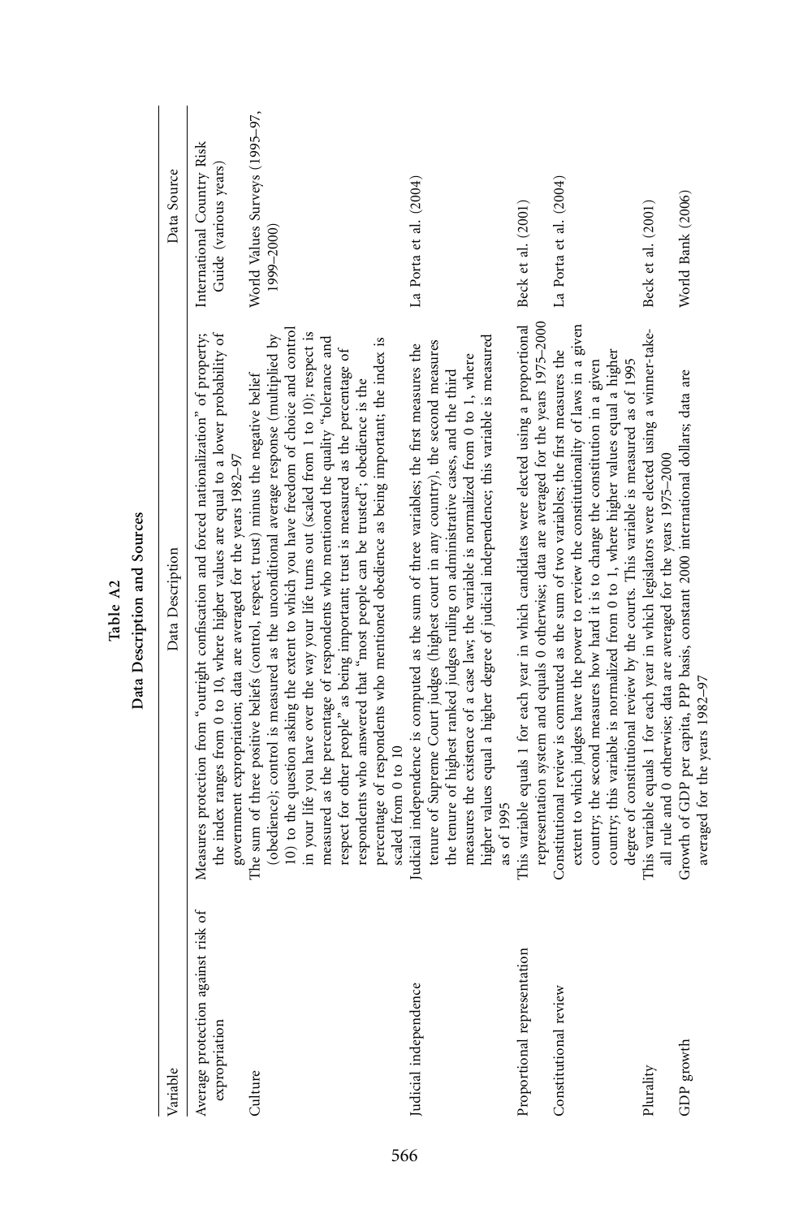**Table A2**

**Data Description and Sources**

| Variable | Data Description | Data Source |
|---|---|---|
| Average protection against risk of expropriation | Measures protection from "outright confiscation and forced nationalization" of property; the index ranges from 0 to 10, where higher values are equal to a lower probability of government expropriation; data are averaged for the years 1982–97 | International Country Risk Guide (various years) |
| Culture | The sum of three positive beliefs (control, respect, trust) minus the negative belief (obedience); control is measured as the unconditional average response (multiplied by 10) to the question asking the extent to which you have freedom of choice and control in your life you have over the way your life turns out (scaled from 1 to 10); respect is measured as the percentage of respondents who mentioned the quality "tolerance and respect for other people" as being important; trust is measured as the percentage of respondents who answered that "most people can be trusted"; obedience is the percentage of respondents who mentioned obedience as being important; the index is scaled from 0 to 10 | World Values Surveys (1995–97, 1999–2000) |
| Judicial independence | Judicial independence is computed as the sum of three variables; the first measures the tenure of Supreme Court judges (highest court in any country), the second measures the tenure of highest ranked judges ruling on administrative cases, and the third measures the existence of a case law; the variable is normalized from 0 to 1, where higher values equal a higher degree of judicial independence; this variable is measured as of 1995 | La Porta et al. (2004) |
| Proportional representation | This variable equals 1 for each year in which candidates were elected using a proportional representation system and equals 0 otherwise; data are averaged for the years 1975–2000 | Beck et al. (2001) |
| Constitutional review | Constitutional review is commuted as the sum of two variables; the first measures the extent to which judges have the power to review the constitutionality of laws in a given country; the second measures how hard it is to change the constitution in a given country; this variable is normalized from 0 to 1, where higher values equal a higher degree of constitutional review by the courts. This variable is measured as of 1995 | La Porta et al. (2004) |
| Plurality | This variable equals 1 for each year in which legislators were elected using a winner-take-all rule and 0 otherwise; data are averaged for the years 1975–2000 | Beck et al. (2001) |
| GDP growth | Growth of GDP per capita, PPP basis, constant 2000 international dollars; data are averaged for the years 1982–97 | World Bank (2006) |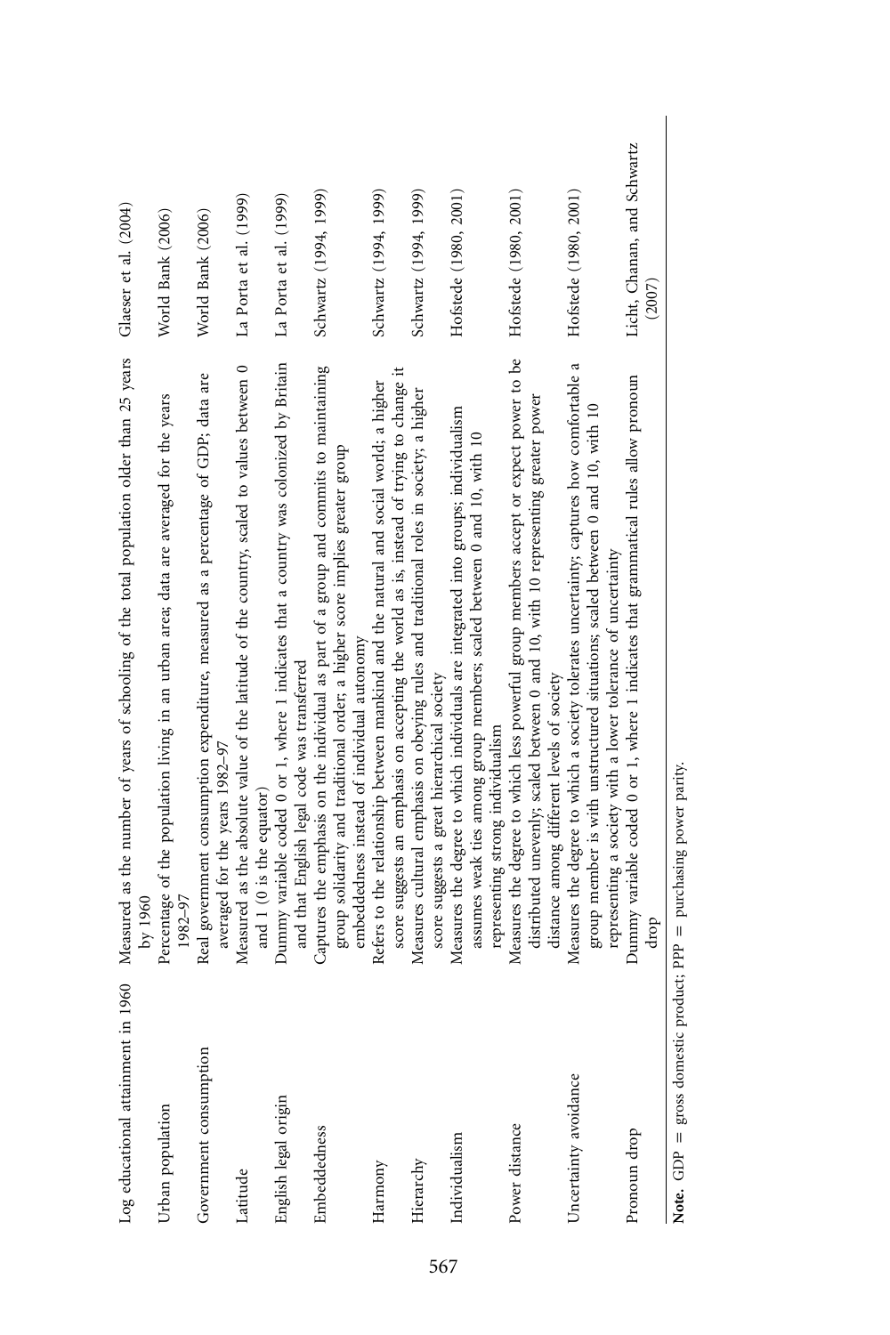| | | |
|---|---|---|
| Log educational attainment in 1960 | Measured as the number of years of schooling of the total population older than 25 years by 1960 | Glaeser et al. (2004) |
| Urban population | Percentage of the population living in an urban area; data are averaged for the years 1982–97 | World Bank (2006) |
| Government consumption | Real government consumption expenditure, measured as a percentage of GDP; data are averaged for the years 1982–97 | World Bank (2006) |
| Latitude | Measured as the absolute value of the latitude of the country, scaled to values between 0 and 1 (0 is the equator) | La Porta et al. (1999) |
| English legal origin | Dummy variable coded 0 or 1, where 1 indicates that a country was colonized by Britain and that English legal code was transferred | La Porta et al. (1999) |
| Embeddedness | Captures the emphasis on the individual as part of a group and commits to maintaining group solidarity and traditional order; a higher score implies greater group embeddedness instead of individual autonomy | Schwartz (1994, 1999) |
| Harmony | Refers to the relationship between mankind and the natural and social world; a higher score suggests an emphasis on accepting the world as is, instead of trying to change it | Schwartz (1994, 1999) |
| Hierarchy | Measures cultural emphasis on obeying rules and traditional roles in society; a higher score suggests a great hierarchical society | Schwartz (1994, 1999) |
| Individualism | Measures the degree to which individuals are integrated into groups; individualism assumes weak ties among group members; scaled between 0 and 10, with 10 representing strong individualism | Hofstede (1980, 2001) |
| Power distance | Measures the degree to which less powerful group members accept or expect power to be distributed unevenly; scaled between 0 and 10, with 10 representing greater power distance among different levels of society | Hofstede (1980, 2001) |
| Uncertainty avoidance | Measures the degree to which a society tolerates uncertainty; captures how comfortable a group member is with unstructured situations; scaled between 0 and 10, with 10 representing a society with a lower tolerance of uncertainty | Hofstede (1980, 2001) |
| Pronoun drop | Dummy variable coded 0 or 1, where 1 indicates that grammatical rules allow pronoun drop | Licht, Chanan, and Schwartz (2007) |

**Note.** GDP = gross domestic product; PPP = purchasing power parity.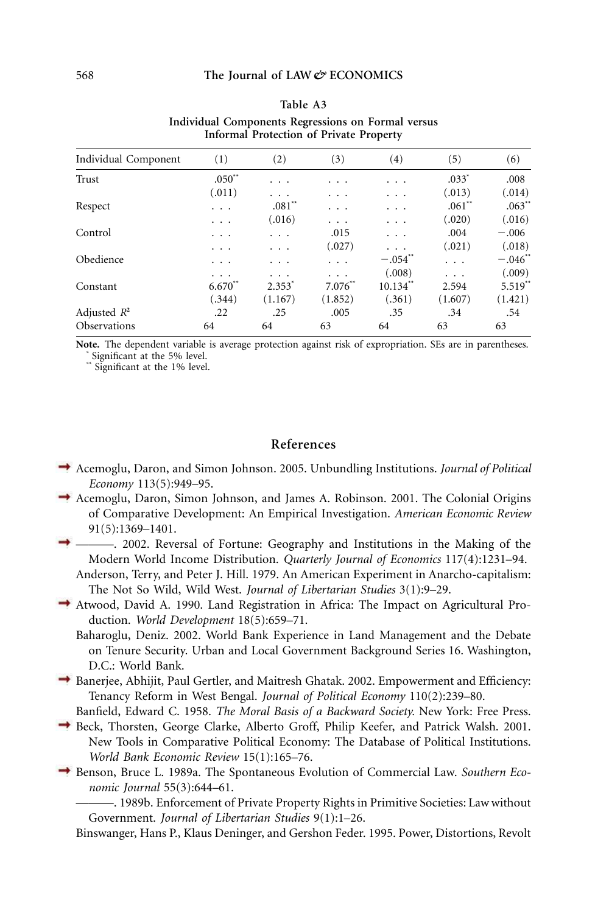**Table A3**

**Individual Components Regressions on Formal versus Informal Protection of Private Property**

| Individual Component | (1) | (2) | (3) | (4) | (5) | (6) |
|---|---|---|---|---|---|---|
| Trust | .050** | . . . | . . . | . . . | .033* | .008 |
| | (.011) | . . . | . . . | . . . | (.013) | (.014) |
| Respect | . . . | .081** | . . . | . . . | .061** | .063** |
| | . . . | (.016) | . . . | . . . | (.020) | (.016) |
| Control | . . . | . . . | .015 | . . . | .004 | −.006 |
| | . . . | . . . | (.027) | . . . | (.021) | (.018) |
| Obedience | . . . | . . . | . . . | −.054** | . . . | −.046** |
| | . . . | . . . | . . . | (.008) | . . . | (.009) |
| Constant | 6.670** | 2.353* | 7.076** | 10.134** | 2.594 | 5.519** |
| | (.344) | (1.167) | (1.852) | (.361) | (1.607) | (1.421) |
| Adjusted $R^2$ | .22 | .25 | .005 | .35 | .34 | .54 |
| Observations | 64 | 64 | 63 | 64 | 63 | 63 |

**Note.** The dependent variable is average protection against risk of expropriation. SEs are in parentheses.
\* Significant at the 5% level.
\*\* Significant at the 1% level.

## References

Acemoglu, Daron, and Simon Johnson. 2005. Unbundling Institutions. *Journal of Political Economy* 113(5):949–95.

Acemoglu, Daron, Simon Johnson, and James A. Robinson. 2001. The Colonial Origins of Comparative Development: An Empirical Investigation. *American Economic Review* 91(5):1369–1401.

———. 2002. Reversal of Fortune: Geography and Institutions in the Making of the Modern World Income Distribution. *Quarterly Journal of Economics* 117(4):1231–94.

Anderson, Terry, and Peter J. Hill. 1979. An American Experiment in Anarcho-capitalism: The Not So Wild, Wild West. *Journal of Libertarian Studies* 3(1):9–29.

Atwood, David A. 1990. Land Registration in Africa: The Impact on Agricultural Production. *World Development* 18(5):659–71.

Baharoglu, Deniz. 2002. World Bank Experience in Land Management and the Debate on Tenure Security. Urban and Local Government Background Series 16. Washington, D.C.: World Bank.

Banerjee, Abhijit, Paul Gertler, and Maitresh Ghatak. 2002. Empowerment and Efficiency: Tenancy Reform in West Bengal. *Journal of Political Economy* 110(2):239–80.

Banfield, Edward C. 1958. *The Moral Basis of a Backward Society.* New York: Free Press.

Beck, Thorsten, George Clarke, Alberto Groff, Philip Keefer, and Patrick Walsh. 2001. New Tools in Comparative Political Economy: The Database of Political Institutions. *World Bank Economic Review* 15(1):165–76.

Benson, Bruce L. 1989a. The Spontaneous Evolution of Commercial Law. *Southern Economic Journal* 55(3):644–61.

———. 1989b. Enforcement of Private Property Rights in Primitive Societies: Law without Government. *Journal of Libertarian Studies* 9(1):1–26.

Binswanger, Hans P., Klaus Deninger, and Gershon Feder. 1995. Power, Distortions, Revolt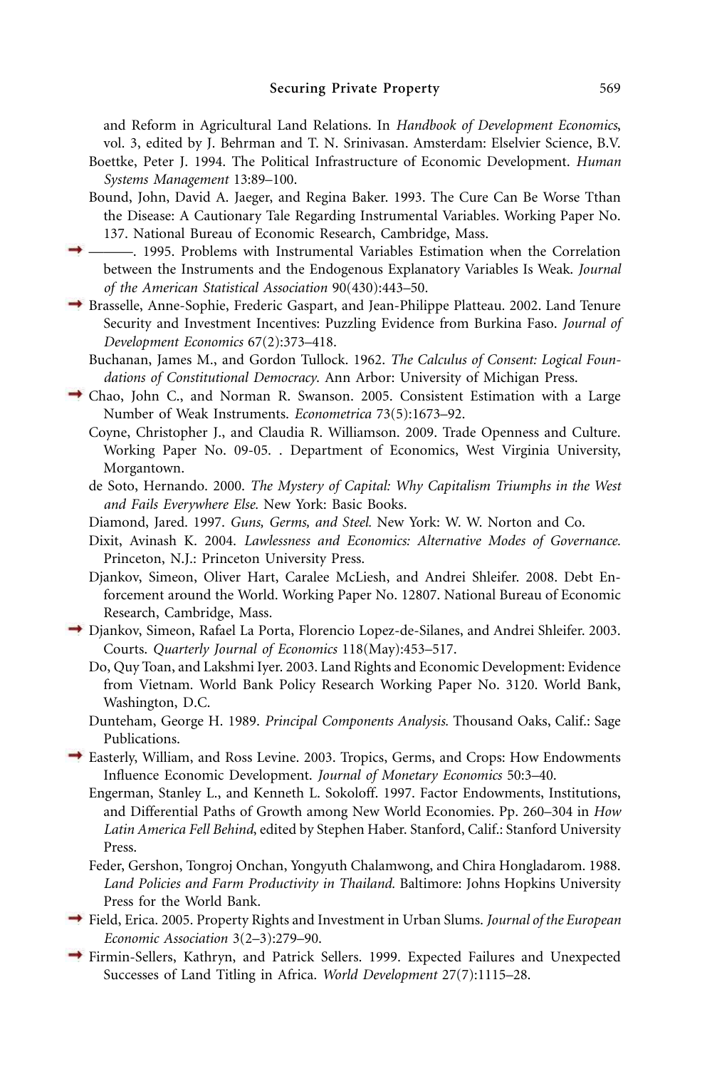and Reform in Agricultural Land Relations. In *Handbook of Development Economics*, vol. 3, edited by J. Behrman and T. N. Srinivasan. Amsterdam: Elselvier Science, B.V.

Boettke, Peter J. 1994. The Political Infrastructure of Economic Development. *Human Systems Management* 13:89–100.

Bound, John, David A. Jaeger, and Regina Baker. 1993. The Cure Can Be Worse Tthan the Disease: A Cautionary Tale Regarding Instrumental Variables. Working Paper No. 137. National Bureau of Economic Research, Cambridge, Mass.

———. 1995. Problems with Instrumental Variables Estimation when the Correlation between the Instruments and the Endogenous Explanatory Variables Is Weak. *Journal of the American Statistical Association* 90(430):443–50.

Brasselle, Anne-Sophie, Frederic Gaspart, and Jean-Philippe Platteau. 2002. Land Tenure Security and Investment Incentives: Puzzling Evidence from Burkina Faso. *Journal of Development Economics* 67(2):373–418.

Buchanan, James M., and Gordon Tullock. 1962. *The Calculus of Consent: Logical Foundations of Constitutional Democracy.* Ann Arbor: University of Michigan Press.

Chao, John C., and Norman R. Swanson. 2005. Consistent Estimation with a Large Number of Weak Instruments. *Econometrica* 73(5):1673–92.

Coyne, Christopher J., and Claudia R. Williamson. 2009. Trade Openness and Culture. Working Paper No. 09-05. . Department of Economics, West Virginia University, Morgantown.

de Soto, Hernando. 2000. *The Mystery of Capital: Why Capitalism Triumphs in the West and Fails Everywhere Else.* New York: Basic Books.

Diamond, Jared. 1997. *Guns, Germs, and Steel.* New York: W. W. Norton and Co.

Dixit, Avinash K. 2004. *Lawlessness and Economics: Alternative Modes of Governance.* Princeton, N.J.: Princeton University Press.

Djankov, Simeon, Oliver Hart, Caralee McLiesh, and Andrei Shleifer. 2008. Debt Enforcement around the World. Working Paper No. 12807. National Bureau of Economic Research, Cambridge, Mass.

Djankov, Simeon, Rafael La Porta, Florencio Lopez-de-Silanes, and Andrei Shleifer. 2003. Courts. *Quarterly Journal of Economics* 118(May):453–517.

Do, Quy Toan, and Lakshmi Iyer. 2003. Land Rights and Economic Development: Evidence from Vietnam. World Bank Policy Research Working Paper No. 3120. World Bank, Washington, D.C.

Dunteham, George H. 1989. *Principal Components Analysis.* Thousand Oaks, Calif.: Sage Publications.

Easterly, William, and Ross Levine. 2003. Tropics, Germs, and Crops: How Endowments Influence Economic Development. *Journal of Monetary Economics* 50:3–40.

Engerman, Stanley L., and Kenneth L. Sokoloff. 1997. Factor Endowments, Institutions, and Differential Paths of Growth among New World Economies. Pp. 260–304 in *How Latin America Fell Behind*, edited by Stephen Haber. Stanford, Calif.: Stanford University Press.

Feder, Gershon, Tongroj Onchan, Yongyuth Chalamwong, and Chira Hongladarom. 1988. *Land Policies and Farm Productivity in Thailand.* Baltimore: Johns Hopkins University Press for the World Bank.

Field, Erica. 2005. Property Rights and Investment in Urban Slums. *Journal of the European Economic Association* 3(2–3):279–90.

Firmin-Sellers, Kathryn, and Patrick Sellers. 1999. Expected Failures and Unexpected Successes of Land Titling in Africa. *World Development* 27(7):1115–28.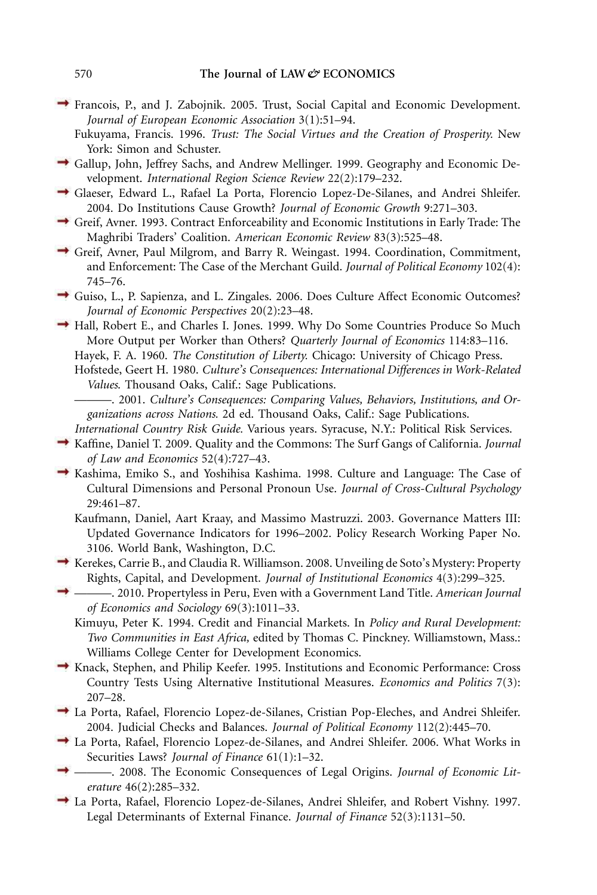Francois, P., and J. Zabojnik. 2005. Trust, Social Capital and Economic Development. *Journal of European Economic Association* 3(1):51–94.

Fukuyama, Francis. 1996. *Trust: The Social Virtues and the Creation of Prosperity.* New York: Simon and Schuster.

Gallup, John, Jeffrey Sachs, and Andrew Mellinger. 1999. Geography and Economic Development. *International Region Science Review* 22(2):179–232.

Glaeser, Edward L., Rafael La Porta, Florencio Lopez-De-Silanes, and Andrei Shleifer. 2004. Do Institutions Cause Growth? *Journal of Economic Growth* 9:271–303.

Greif, Avner. 1993. Contract Enforceability and Economic Institutions in Early Trade: The Maghribi Traders' Coalition. *American Economic Review* 83(3):525–48.

Greif, Avner, Paul Milgrom, and Barry R. Weingast. 1994. Coordination, Commitment, and Enforcement: The Case of the Merchant Guild. *Journal of Political Economy* 102(4): 745–76.

Guiso, L., P. Sapienza, and L. Zingales. 2006. Does Culture Affect Economic Outcomes? *Journal of Economic Perspectives* 20(2):23–48.

Hall, Robert E., and Charles I. Jones. 1999. Why Do Some Countries Produce So Much More Output per Worker than Others? *Quarterly Journal of Economics* 114:83–116.

Hayek, F. A. 1960. *The Constitution of Liberty.* Chicago: University of Chicago Press.

Hofstede, Geert H. 1980. *Culture's Consequences: International Differences in Work-Related Values.* Thousand Oaks, Calif.: Sage Publications.

———. 2001. *Culture's Consequences: Comparing Values, Behaviors, Institutions, and Organizations across Nations.* 2d ed. Thousand Oaks, Calif.: Sage Publications.

*International Country Risk Guide.* Various years. Syracuse, N.Y.: Political Risk Services.

Kaffine, Daniel T. 2009. Quality and the Commons: The Surf Gangs of California. *Journal of Law and Economics* 52(4):727–43.

Kashima, Emiko S., and Yoshihisa Kashima. 1998. Culture and Language: The Case of Cultural Dimensions and Personal Pronoun Use. *Journal of Cross-Cultural Psychology* 29:461–87.

Kaufmann, Daniel, Aart Kraay, and Massimo Mastruzzi. 2003. Governance Matters III: Updated Governance Indicators for 1996–2002. Policy Research Working Paper No. 3106. World Bank, Washington, D.C.

Kerekes, Carrie B., and Claudia R. Williamson. 2008. Unveiling de Soto's Mystery: Property Rights, Capital, and Development. *Journal of Institutional Economics* 4(3):299–325.

———. 2010. Propertyless in Peru, Even with a Government Land Title. *American Journal of Economics and Sociology* 69(3):1011–33.

Kimuyu, Peter K. 1994. Credit and Financial Markets. In *Policy and Rural Development: Two Communities in East Africa,* edited by Thomas C. Pinckney. Williamstown, Mass.: Williams College Center for Development Economics.

Knack, Stephen, and Philip Keefer. 1995. Institutions and Economic Performance: Cross Country Tests Using Alternative Institutional Measures. *Economics and Politics* 7(3): 207–28.

La Porta, Rafael, Florencio Lopez-de-Silanes, Cristian Pop-Eleches, and Andrei Shleifer. 2004. Judicial Checks and Balances. *Journal of Political Economy* 112(2):445–70.

La Porta, Rafael, Florencio Lopez-de-Silanes, and Andrei Shleifer. 2006. What Works in Securities Laws? *Journal of Finance* 61(1):1–32.

———. 2008. The Economic Consequences of Legal Origins. *Journal of Economic Literature* 46(2):285–332.

La Porta, Rafael, Florencio Lopez-de-Silanes, Andrei Shleifer, and Robert Vishny. 1997. Legal Determinants of External Finance. *Journal of Finance* 52(3):1131–50.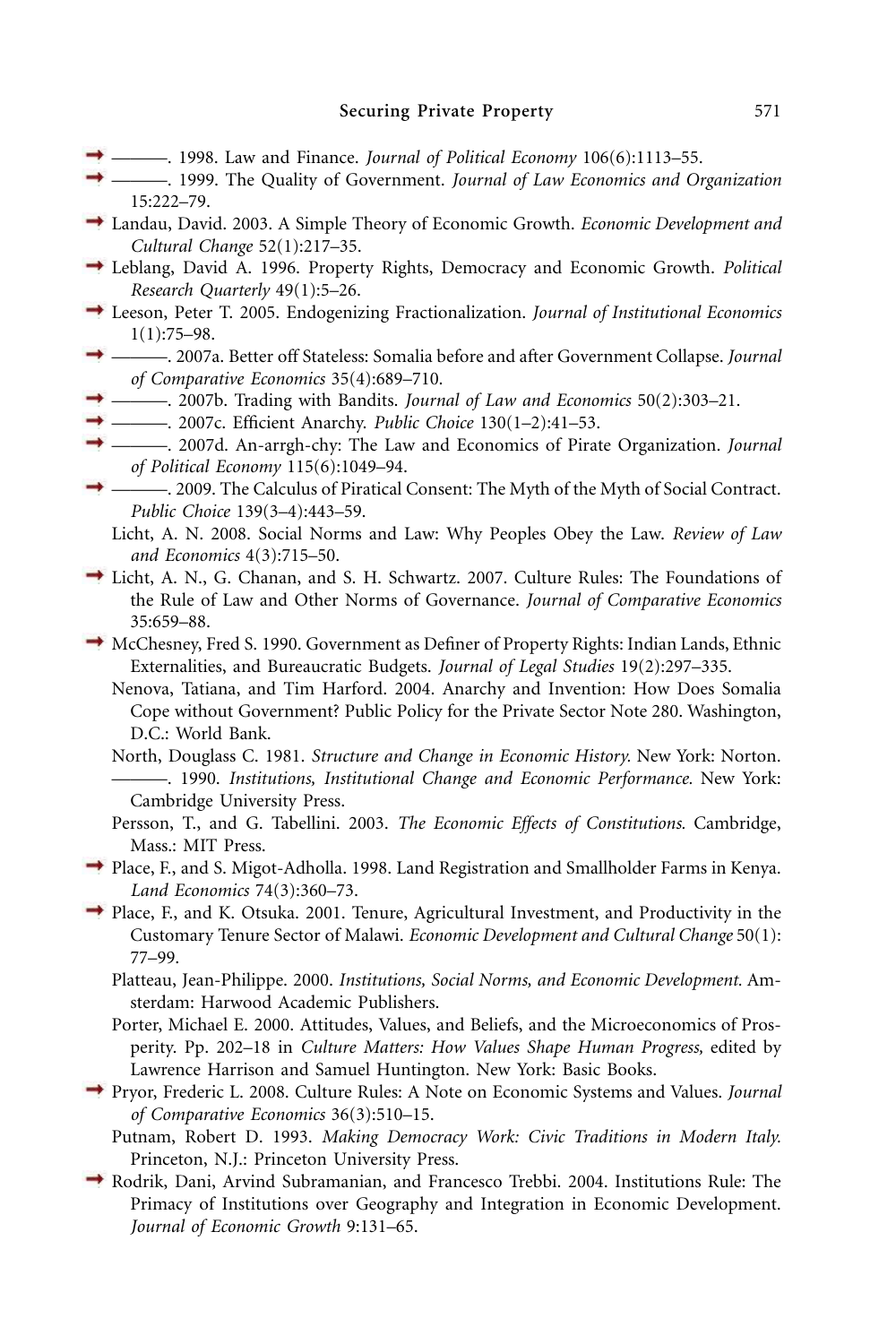———. 1998. Law and Finance. *Journal of Political Economy* 106(6):1113–55.

———. 1999. The Quality of Government. *Journal of Law Economics and Organization* 15:222–79.

Landau, David. 2003. A Simple Theory of Economic Growth. *Economic Development and Cultural Change* 52(1):217–35.

Leblang, David A. 1996. Property Rights, Democracy and Economic Growth. *Political Research Quarterly* 49(1):5–26.

Leeson, Peter T. 2005. Endogenizing Fractionalization. *Journal of Institutional Economics* 1(1):75–98.

———. 2007a. Better off Stateless: Somalia before and after Government Collapse. *Journal of Comparative Economics* 35(4):689–710.

———. 2007b. Trading with Bandits. *Journal of Law and Economics* 50(2):303–21.

———. 2007c. Efficient Anarchy. *Public Choice* 130(1–2):41–53.

———. 2007d. An-arrgh-chy: The Law and Economics of Pirate Organization. *Journal of Political Economy* 115(6):1049–94.

———. 2009. The Calculus of Piratical Consent: The Myth of the Myth of Social Contract. *Public Choice* 139(3–4):443–59.

Licht, A. N. 2008. Social Norms and Law: Why Peoples Obey the Law. *Review of Law and Economics* 4(3):715–50.

Licht, A. N., G. Chanan, and S. H. Schwartz. 2007. Culture Rules: The Foundations of the Rule of Law and Other Norms of Governance. *Journal of Comparative Economics* 35:659–88.

McChesney, Fred S. 1990. Government as Definer of Property Rights: Indian Lands, Ethnic Externalities, and Bureaucratic Budgets. *Journal of Legal Studies* 19(2):297–335.

Nenova, Tatiana, and Tim Harford. 2004. Anarchy and Invention: How Does Somalia Cope without Government? Public Policy for the Private Sector Note 280. Washington, D.C.: World Bank.

North, Douglass C. 1981. *Structure and Change in Economic History.* New York: Norton.

———. 1990. *Institutions, Institutional Change and Economic Performance.* New York: Cambridge University Press.

Persson, T., and G. Tabellini. 2003. *The Economic Effects of Constitutions.* Cambridge, Mass.: MIT Press.

Place, F., and S. Migot-Adholla. 1998. Land Registration and Smallholder Farms in Kenya. *Land Economics* 74(3):360–73.

Place, F., and K. Otsuka. 2001. Tenure, Agricultural Investment, and Productivity in the Customary Tenure Sector of Malawi. *Economic Development and Cultural Change* 50(1): 77–99.

Platteau, Jean-Philippe. 2000. *Institutions, Social Norms, and Economic Development.* Amsterdam: Harwood Academic Publishers.

Porter, Michael E. 2000. Attitudes, Values, and Beliefs, and the Microeconomics of Prosperity. Pp. 202–18 in *Culture Matters: How Values Shape Human Progress,* edited by Lawrence Harrison and Samuel Huntington. New York: Basic Books.

Pryor, Frederic L. 2008. Culture Rules: A Note on Economic Systems and Values. *Journal of Comparative Economics* 36(3):510–15.

Putnam, Robert D. 1993. *Making Democracy Work: Civic Traditions in Modern Italy.* Princeton, N.J.: Princeton University Press.

Rodrik, Dani, Arvind Subramanian, and Francesco Trebbi. 2004. Institutions Rule: The Primacy of Institutions over Geography and Integration in Economic Development. *Journal of Economic Growth* 9:131–65.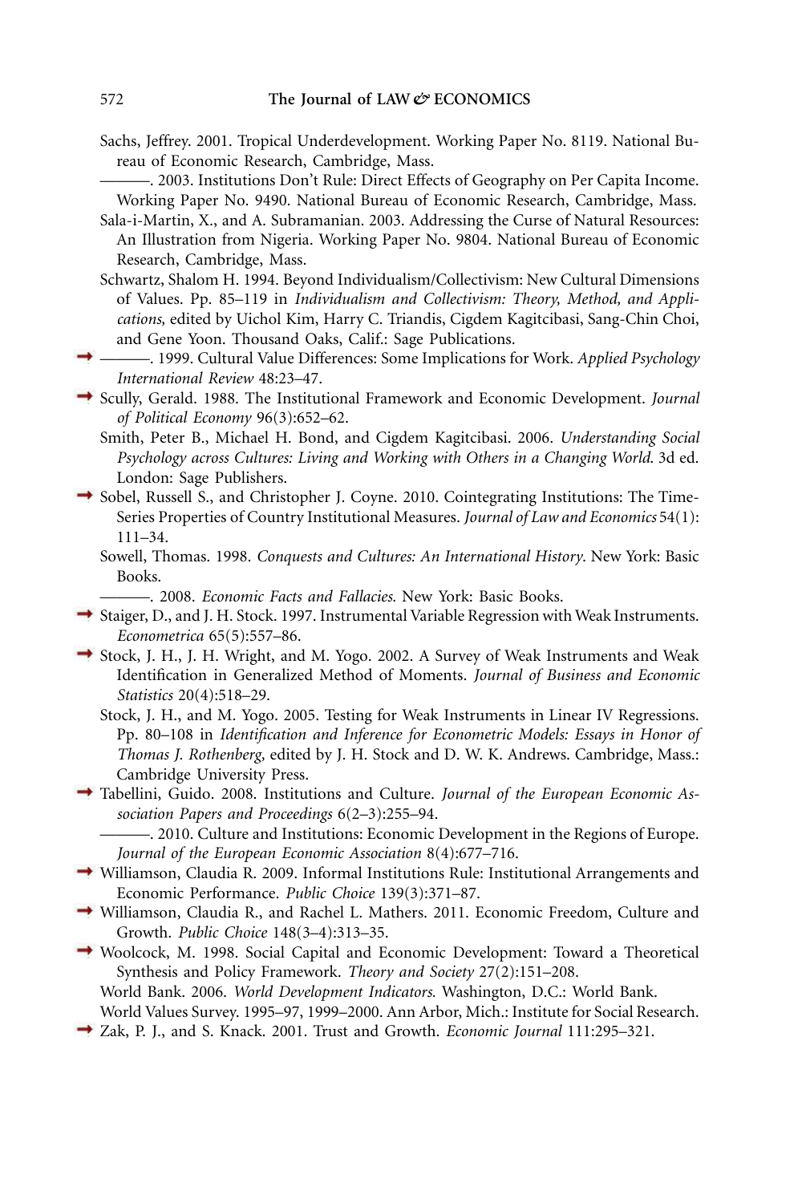Sachs, Jeffrey. 2001. Tropical Underdevelopment. Working Paper No. 8119. National Bureau of Economic Research, Cambridge, Mass.

———. 2003. Institutions Don't Rule: Direct Effects of Geography on Per Capita Income. Working Paper No. 9490. National Bureau of Economic Research, Cambridge, Mass.

Sala-i-Martin, X., and A. Subramanian. 2003. Addressing the Curse of Natural Resources: An Illustration from Nigeria. Working Paper No. 9804. National Bureau of Economic Research, Cambridge, Mass.

Schwartz, Shalom H. 1994. Beyond Individualism/Collectivism: New Cultural Dimensions of Values. Pp. 85–119 in *Individualism and Collectivism: Theory, Method, and Applications,* edited by Uichol Kim, Harry C. Triandis, Cigdem Kagitcibasi, Sang-Chin Choi, and Gene Yoon. Thousand Oaks, Calif.: Sage Publications.

———. 1999. Cultural Value Differences: Some Implications for Work. *Applied Psychology International Review* 48:23–47.

Scully, Gerald. 1988. The Institutional Framework and Economic Development. *Journal of Political Economy* 96(3):652–62.

Smith, Peter B., Michael H. Bond, and Cigdem Kagitcibasi. 2006. *Understanding Social Psychology across Cultures: Living and Working with Others in a Changing World.* 3d ed. London: Sage Publishers.

Sobel, Russell S., and Christopher J. Coyne. 2010. Cointegrating Institutions: The Time-Series Properties of Country Institutional Measures. *Journal of Law and Economics* 54(1): 111–34.

Sowell, Thomas. 1998. *Conquests and Cultures: An International History.* New York: Basic Books.

———. 2008. *Economic Facts and Fallacies.* New York: Basic Books.

Staiger, D., and J. H. Stock. 1997. Instrumental Variable Regression with Weak Instruments. *Econometrica* 65(5):557–86.

Stock, J. H., J. H. Wright, and M. Yogo. 2002. A Survey of Weak Instruments and Weak Identification in Generalized Method of Moments. *Journal of Business and Economic Statistics* 20(4):518–29.

Stock, J. H., and M. Yogo. 2005. Testing for Weak Instruments in Linear IV Regressions. Pp. 80–108 in *Identification and Inference for Econometric Models: Essays in Honor of Thomas J. Rothenberg,* edited by J. H. Stock and D. W. K. Andrews. Cambridge, Mass.: Cambridge University Press.

Tabellini, Guido. 2008. Institutions and Culture. *Journal of the European Economic Association Papers and Proceedings* 6(2–3):255–94.

———. 2010. Culture and Institutions: Economic Development in the Regions of Europe. *Journal of the European Economic Association* 8(4):677–716.

Williamson, Claudia R. 2009. Informal Institutions Rule: Institutional Arrangements and Economic Performance. *Public Choice* 139(3):371–87.

Williamson, Claudia R., and Rachel L. Mathers. 2011. Economic Freedom, Culture and Growth. *Public Choice* 148(3–4):313–35.

Woolcock, M. 1998. Social Capital and Economic Development: Toward a Theoretical Synthesis and Policy Framework. *Theory and Society* 27(2):151–208.

World Bank. 2006. *World Development Indicators.* Washington, D.C.: World Bank.

World Values Survey. 1995–97, 1999–2000. Ann Arbor, Mich.: Institute for Social Research.

Zak, P. J., and S. Knack. 2001. Trust and Growth. *Economic Journal* 111:295–321.